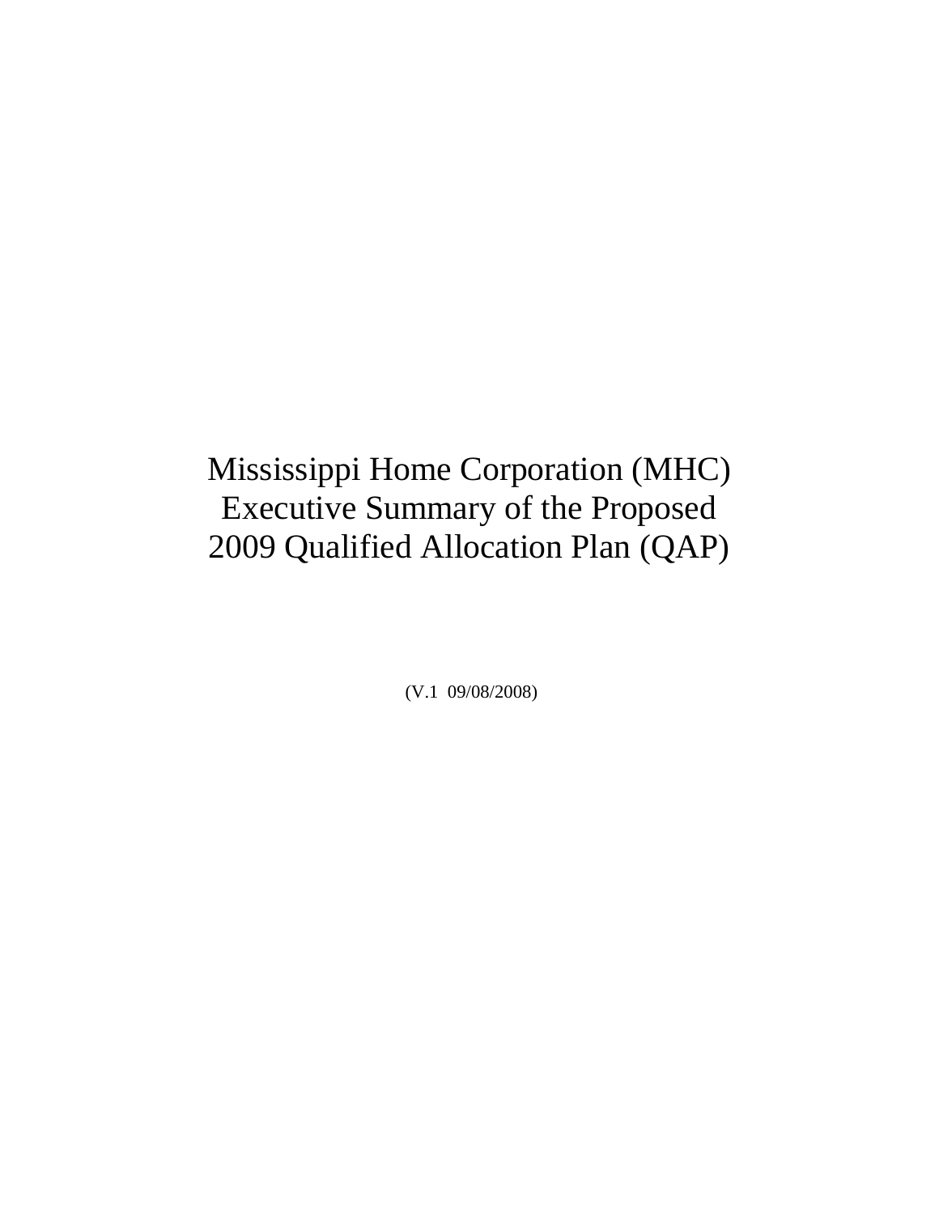# Mississippi Home Corporation (MHC) Executive Summary of the Proposed 2009 Qualified Allocation Plan (QAP)

(V.1 09/08/2008)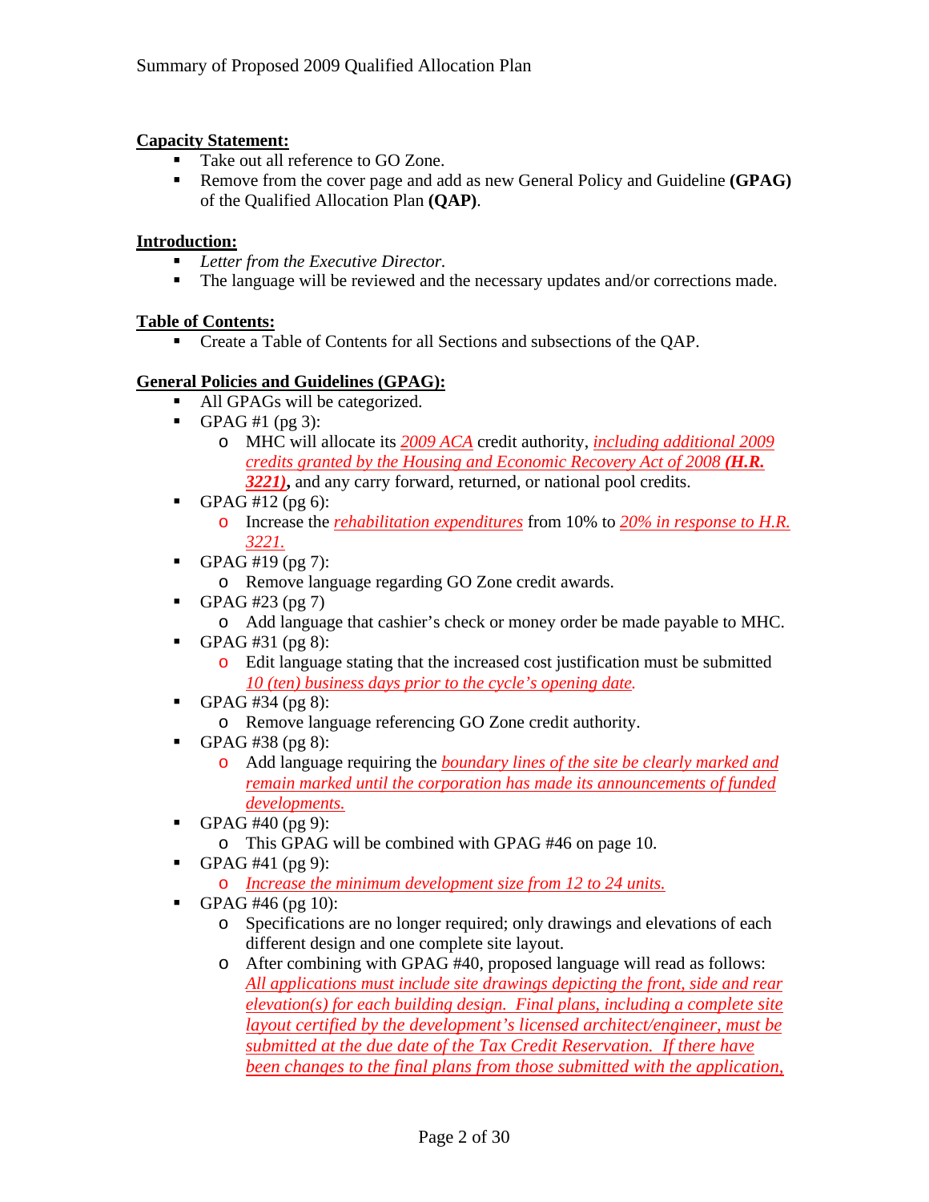**Capacity Statement:**

- Take out all reference to GO Zone.
- Remove from the cover page and add as new General Policy and Guideline **(GPAG)** of the Qualified Allocation Plan **(QAP)**.

**Introduction:**

- *Letter from the Executive Director.*
- The language will be reviewed and the necessary updates and/or corrections made.

**Table of Contents:**

- Create a Table of Contents for all Sections and subsections of the QAP.

**General Policies and Guidelines (GPAG):**

- All GPAGs will be categorized.
- GPAG #1 (pg 3):
  - MHC will allocate its *2009 ACA* credit authority, *including additional 2009 credits granted by the Housing and Economic Recovery Act of 2008* ***(H.R. 3221),*** and any carry forward, returned, or national pool credits.
- GPAG #12 (pg 6):
  - Increase the *rehabilitation expenditures* from 10% to *20% in response to H.R. 3221.*
- GPAG #19 (pg 7):
  - Remove language regarding GO Zone credit awards.
- GPAG #23 (pg 7)
  - Add language that cashier's check or money order be made payable to MHC.
- GPAG #31 (pg 8):
  - Edit language stating that the increased cost justification must be submitted *10 (ten) business days prior to the cycle's opening date.*
- GPAG #34 (pg 8):
  - Remove language referencing GO Zone credit authority.
- GPAG #38 (pg 8):
  - Add language requiring the *boundary lines of the site be clearly marked and remain marked until the corporation has made its announcements of funded developments.*
- GPAG #40 (pg 9):
  - This GPAG will be combined with GPAG #46 on page 10.
- GPAG #41 (pg 9):
  - *Increase the minimum development size from 12 to 24 units.*
- GPAG #46 (pg 10):
  - Specifications are no longer required; only drawings and elevations of each different design and one complete site layout.
  - After combining with GPAG #40, proposed language will read as follows: *All applications must include site drawings depicting the front, side and rear elevation(s) for each building design. Final plans, including a complete site layout certified by the development's licensed architect/engineer, must be submitted at the due date of the Tax Credit Reservation. If there have been changes to the final plans from those submitted with the application,*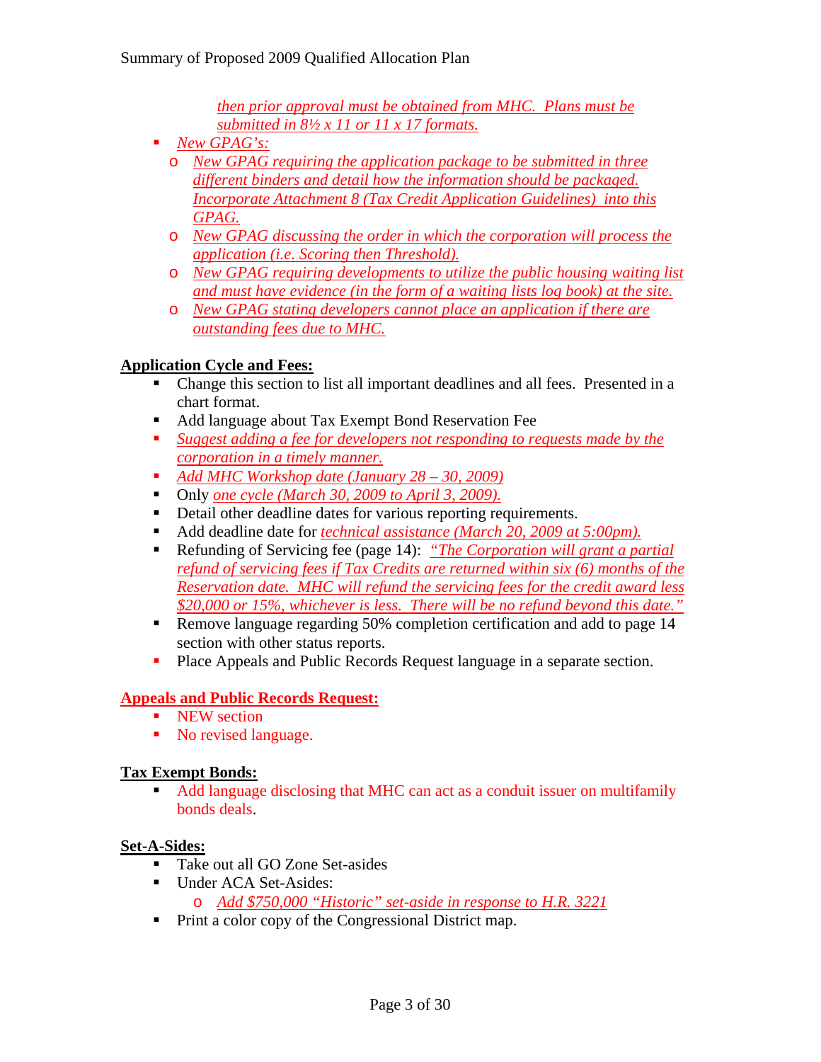*then prior approval must be obtained from MHC. Plans must be submitted in 8½ x 11 or 11 x 17 formats.*

- *New GPAG's:*
  - *New GPAG requiring the application package to be submitted in three different binders and detail how the information should be packaged. Incorporate Attachment 8 (Tax Credit Application Guidelines) into this GPAG.*
  - *New GPAG discussing the order in which the corporation will process the application (i.e. Scoring then Threshold).*
  - *New GPAG requiring developments to utilize the public housing waiting list and must have evidence (in the form of a waiting lists log book) at the site.*
  - *New GPAG stating developers cannot place an application if there are outstanding fees due to MHC.*

**Application Cycle and Fees:**

- Change this section to list all important deadlines and all fees. Presented in a chart format.
- Add language about Tax Exempt Bond Reservation Fee
- *Suggest adding a fee for developers not responding to requests made by the corporation in a timely manner.*
- *Add MHC Workshop date (January 28 – 30, 2009)*
- Only *one cycle (March 30, 2009 to April 3, 2009).*
- Detail other deadline dates for various reporting requirements.
- Add deadline date for *technical assistance (March 20, 2009 at 5:00pm).*
- Refunding of Servicing fee (page 14): *"The Corporation will grant a partial refund of servicing fees if Tax Credits are returned within six (6) months of the Reservation date. MHC will refund the servicing fees for the credit award less $20,000 or 15%, whichever is less. There will be no refund beyond this date."*
- Remove language regarding 50% completion certification and add to page 14 section with other status reports.
- Place Appeals and Public Records Request language in a separate section.

**Appeals and Public Records Request:**

- NEW section
- No revised language.

**Tax Exempt Bonds:**

- Add language disclosing that MHC can act as a conduit issuer on multifamily bonds deals.

**Set-A-Sides:**

- Take out all GO Zone Set-asides
- Under ACA Set-Asides:
  - *Add $750,000 "Historic" set-aside in response to H.R. 3221*
- Print a color copy of the Congressional District map.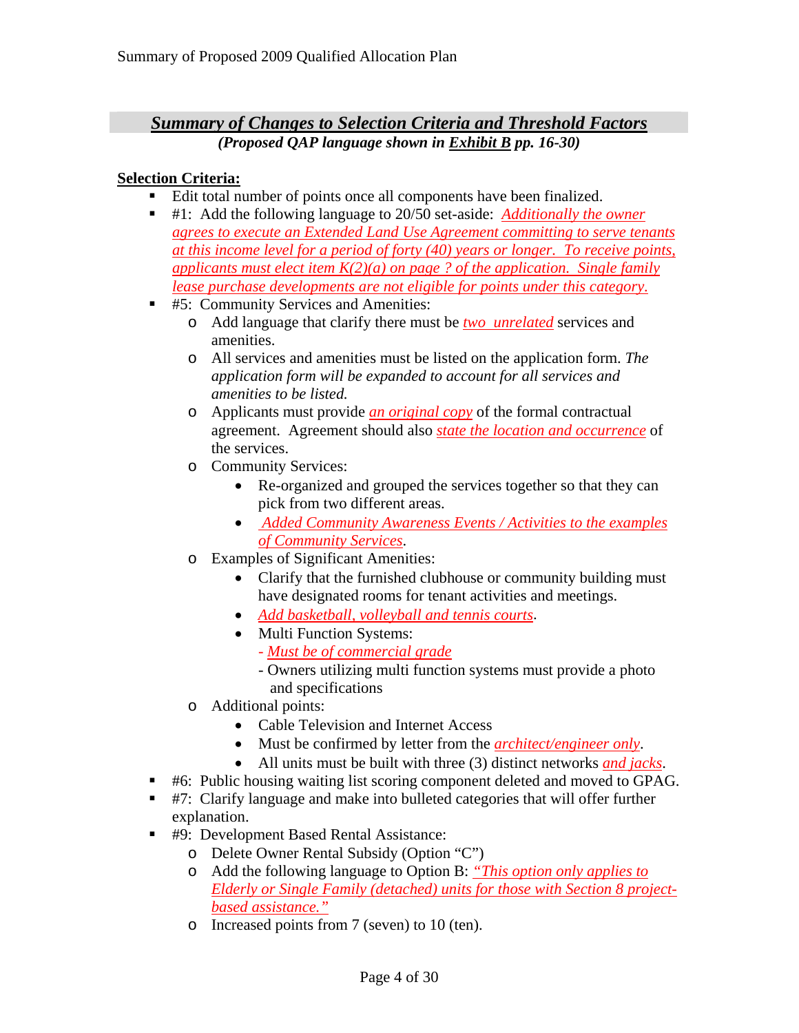## ***Summary of Changes to Selection Criteria and Threshold Factors***

***(Proposed QAP language shown in Exhibit B pp. 16-30)***

**Selection Criteria:**

- Edit total number of points once all components have been finalized.
- #1: Add the following language to 20/50 set-aside: *Additionally the owner agrees to execute an Extended Land Use Agreement committing to serve tenants at this income level for a period of forty (40) years or longer. To receive points, applicants must elect item K(2)(a) on page ? of the application. Single family lease purchase developments are not eligible for points under this category.*
- #5: Community Services and Amenities:
  - Add language that clarify there must be *two unrelated* services and amenities.
  - All services and amenities must be listed on the application form. *The application form will be expanded to account for all services and amenities to be listed.*
  - Applicants must provide *an original copy* of the formal contractual agreement. Agreement should also *state the location and occurrence* of the services.
  - Community Services:
    - Re-organized and grouped the services together so that they can pick from two different areas.
    - *Added Community Awareness Events / Activities to the examples of Community Services*.
  - Examples of Significant Amenities:
    - Clarify that the furnished clubhouse or community building must have designated rooms for tenant activities and meetings.
    - *Add basketball, volleyball and tennis courts*.
    - Multi Function Systems:
      - *Must be of commercial grade*
      - Owners utilizing multi function systems must provide a photo and specifications
  - Additional points:
    - Cable Television and Internet Access
    - Must be confirmed by letter from the *architect/engineer only*.
    - All units must be built with three (3) distinct networks *and jacks*.
- #6: Public housing waiting list scoring component deleted and moved to GPAG.
- #7: Clarify language and make into bulleted categories that will offer further explanation.
- #9: Development Based Rental Assistance:
  - Delete Owner Rental Subsidy (Option "C")
  - Add the following language to Option B: *"This option only applies to Elderly or Single Family (detached) units for those with Section 8 project-based assistance."*
  - Increased points from 7 (seven) to 10 (ten).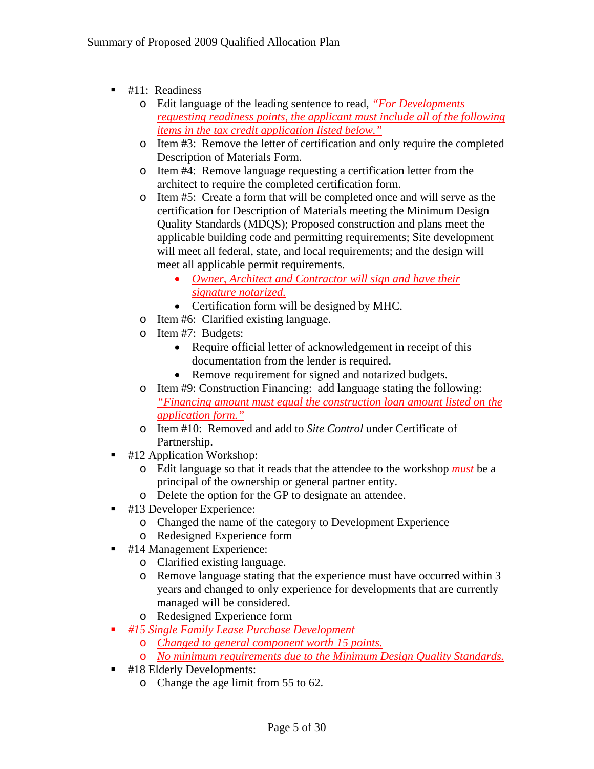- #11: Readiness
  - Edit language of the leading sentence to read, *"For Developments requesting readiness points, the applicant must include all of the following items in the tax credit application listed below."*
  - Item #3: Remove the letter of certification and only require the completed Description of Materials Form.
  - Item #4: Remove language requesting a certification letter from the architect to require the completed certification form.
  - Item #5: Create a form that will be completed once and will serve as the certification for Description of Materials meeting the Minimum Design Quality Standards (MDQS); Proposed construction and plans meet the applicable building code and permitting requirements; Site development will meet all federal, state, and local requirements; and the design will meet all applicable permit requirements.
    - *Owner, Architect and Contractor will sign and have their signature notarized.*
    - Certification form will be designed by MHC.
  - Item #6: Clarified existing language.
  - Item #7: Budgets:
    - Require official letter of acknowledgement in receipt of this documentation from the lender is required.
    - Remove requirement for signed and notarized budgets.
  - Item #9: Construction Financing: add language stating the following: *"Financing amount must equal the construction loan amount listed on the application form."*
  - Item #10: Removed and add to *Site Control* under Certificate of Partnership.
- #12 Application Workshop:
  - Edit language so that it reads that the attendee to the workshop *must* be a principal of the ownership or general partner entity.
  - Delete the option for the GP to designate an attendee.
- #13 Developer Experience:
  - Changed the name of the category to Development Experience
  - Redesigned Experience form
- #14 Management Experience:
  - Clarified existing language.
  - Remove language stating that the experience must have occurred within 3 years and changed to only experience for developments that are currently managed will be considered.
  - Redesigned Experience form
- *#15 Single Family Lease Purchase Development*
  - *Changed to general component worth 15 points.*
  - *No minimum requirements due to the Minimum Design Quality Standards.*
- #18 Elderly Developments:
  - Change the age limit from 55 to 62.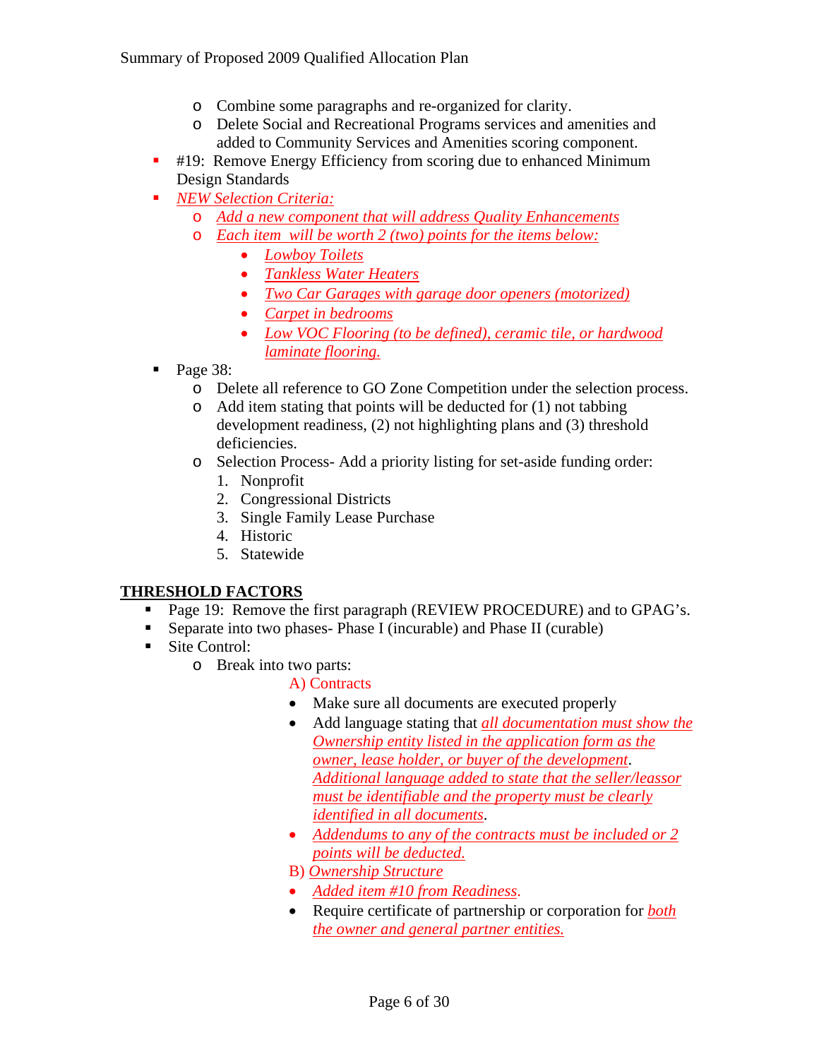- Combine some paragraphs and re-organized for clarity.
  - Delete Social and Recreational Programs services and amenities and added to Community Services and Amenities scoring component.
- #19: Remove Energy Efficiency from scoring due to enhanced Minimum Design Standards
- *NEW Selection Criteria:*
  - *Add a new component that will address Quality Enhancements*
  - *Each item will be worth 2 (two) points for the items below:*
    - *Lowboy Toilets*
    - *Tankless Water Heaters*
    - *Two Car Garages with garage door openers (motorized)*
    - *Carpet in bedrooms*
    - *Low VOC Flooring (to be defined), ceramic tile, or hardwood laminate flooring.*
- Page 38:
  - Delete all reference to GO Zone Competition under the selection process.
  - Add item stating that points will be deducted for (1) not tabbing development readiness, (2) not highlighting plans and (3) threshold deficiencies.
  - Selection Process- Add a priority listing for set-aside funding order:
    1. Nonprofit
    2. Congressional Districts
    3. Single Family Lease Purchase
    4. Historic
    5. Statewide

## THRESHOLD FACTORS

- Page 19: Remove the first paragraph (REVIEW PROCEDURE) and to GPAG's.
- Separate into two phases- Phase I (incurable) and Phase II (curable)
- Site Control:
  - Break into two parts:

    A) Contracts
    - Make sure all documents are executed properly
    - Add language stating that *all documentation must show the Ownership entity listed in the application form as the owner, lease holder, or buyer of the development*. *Additional language added to state that the seller/leassor must be identifiable and the property must be clearly identified in all documents*.
    - *Addendums to any of the contracts must be included or 2 points will be deducted.*

    B) *Ownership Structure*
    - *Added item #10 from Readiness*.
    - Require certificate of partnership or corporation for *both the owner and general partner entities.*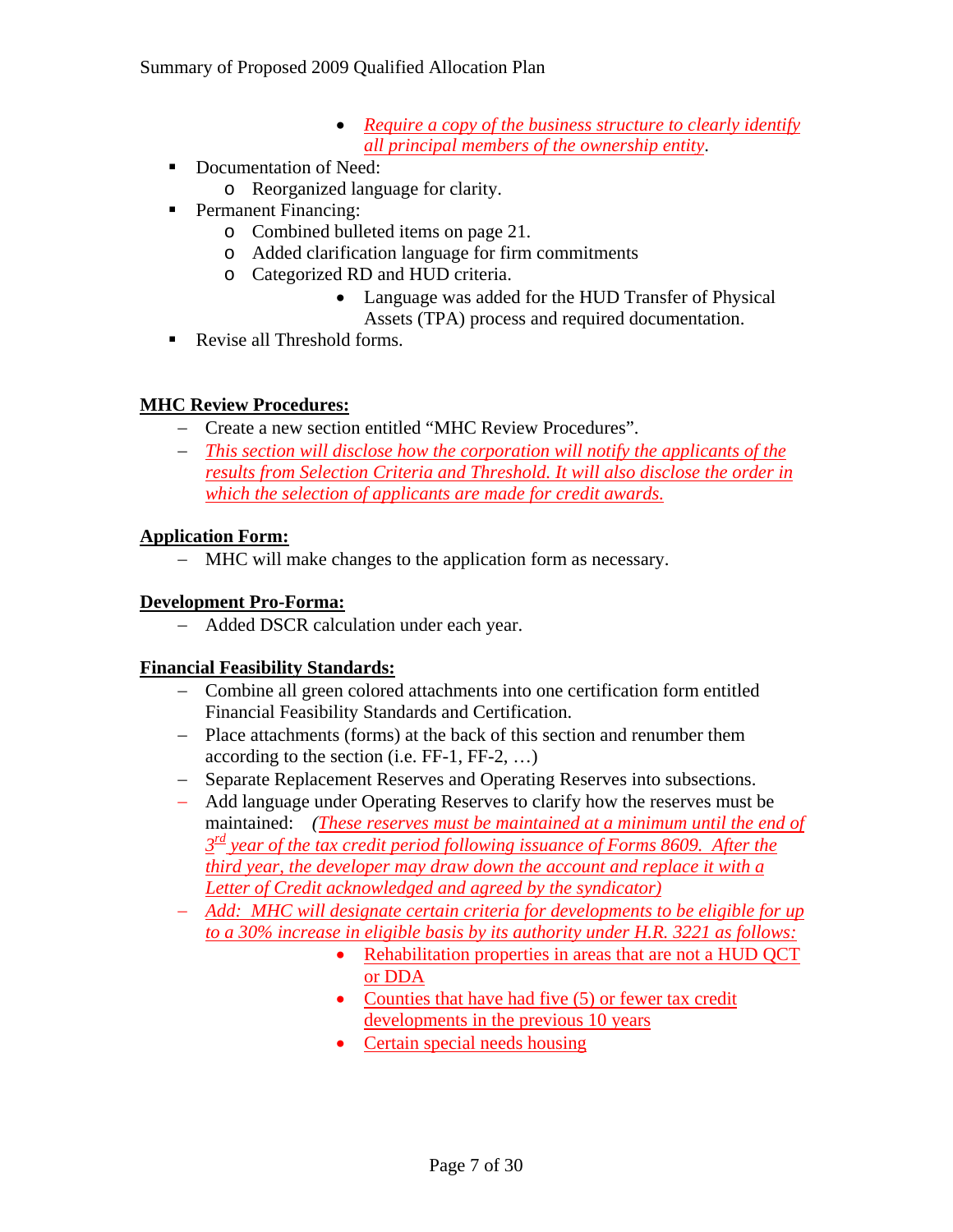- *Require a copy of the business structure to clearly identify all principal members of the ownership entity*.

- Documentation of Need:
  - Reorganized language for clarity.
- Permanent Financing:
  - Combined bulleted items on page 21.
  - Added clarification language for firm commitments
  - Categorized RD and HUD criteria.
    - Language was added for the HUD Transfer of Physical Assets (TPA) process and required documentation.
- Revise all Threshold forms.

**MHC Review Procedures:**

- Create a new section entitled "MHC Review Procedures".
- *This section will disclose how the corporation will notify the applicants of the results from Selection Criteria and Threshold. It will also disclose the order in which the selection of applicants are made for credit awards.*

**Application Form:**

- MHC will make changes to the application form as necessary.

**Development Pro-Forma:**

- Added DSCR calculation under each year.

**Financial Feasibility Standards:**

- Combine all green colored attachments into one certification form entitled Financial Feasibility Standards and Certification.
- Place attachments (forms) at the back of this section and renumber them according to the section (i.e. FF-1, FF-2, …)
- Separate Replacement Reserves and Operating Reserves into subsections.
- Add language under Operating Reserves to clarify how the reserves must be maintained: *(These reserves must be maintained at a minimum until the end of 3rd year of the tax credit period following issuance of Forms 8609. After the third year, the developer may draw down the account and replace it with a Letter of Credit acknowledged and agreed by the syndicator)*
- *Add: MHC will designate certain criteria for developments to be eligible for up to a 30% increase in eligible basis by its authority under H.R. 3221 as follows:*
  - Rehabilitation properties in areas that are not a HUD QCT or DDA
  - Counties that have had five (5) or fewer tax credit developments in the previous 10 years
  - Certain special needs housing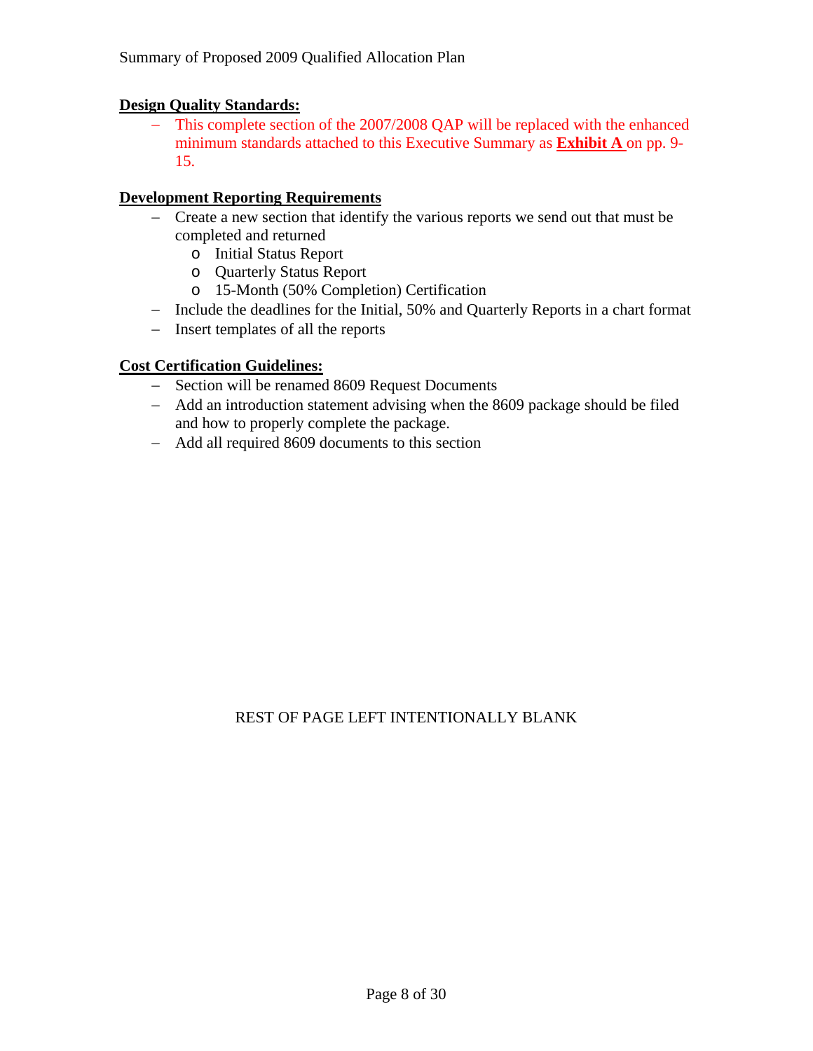**Design Quality Standards:**

- This complete section of the 2007/2008 QAP will be replaced with the enhanced minimum standards attached to this Executive Summary as **Exhibit A** on pp. 9-15.

**Development Reporting Requirements**

- Create a new section that identify the various reports we send out that must be completed and returned
  - Initial Status Report
  - Quarterly Status Report
  - 15-Month (50% Completion) Certification
- Include the deadlines for the Initial, 50% and Quarterly Reports in a chart format
- Insert templates of all the reports

**Cost Certification Guidelines:**

- Section will be renamed 8609 Request Documents
- Add an introduction statement advising when the 8609 package should be filed and how to properly complete the package.
- Add all required 8609 documents to this section

REST OF PAGE LEFT INTENTIONALLY BLANK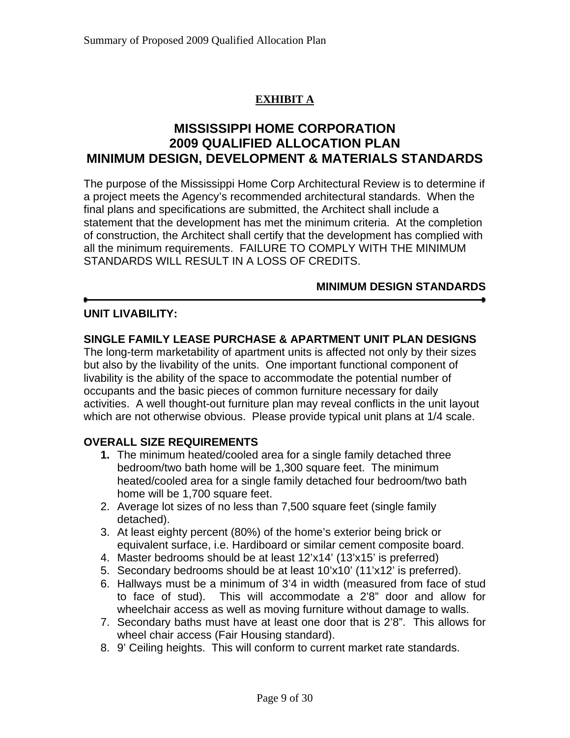# EXHIBIT A

## MISSISSIPPI HOME CORPORATION
## 2009 QUALIFIED ALLOCATION PLAN
## MINIMUM DESIGN, DEVELOPMENT & MATERIALS STANDARDS

The purpose of the Mississippi Home Corp Architectural Review is to determine if a project meets the Agency's recommended architectural standards. When the final plans and specifications are submitted, the Architect shall include a statement that the development has met the minimum criteria. At the completion of construction, the Architect shall certify that the development has complied with all the minimum requirements. FAILURE TO COMPLY WITH THE MINIMUM STANDARDS WILL RESULT IN A LOSS OF CREDITS.

**MINIMUM DESIGN STANDARDS**

---

**UNIT LIVABILITY:**

**SINGLE FAMILY LEASE PURCHASE & APARTMENT UNIT PLAN DESIGNS**
The long-term marketability of apartment units is affected not only by their sizes but also by the livability of the units. One important functional component of livability is the ability of the space to accommodate the potential number of occupants and the basic pieces of common furniture necessary for daily activities. A well thought-out furniture plan may reveal conflicts in the unit layout which are not otherwise obvious. Please provide typical unit plans at 1/4 scale.

**OVERALL SIZE REQUIREMENTS**

1. The minimum heated/cooled area for a single family detached three bedroom/two bath home will be 1,300 square feet. The minimum heated/cooled area for a single family detached four bedroom/two bath home will be 1,700 square feet.
2. Average lot sizes of no less than 7,500 square feet (single family detached).
3. At least eighty percent (80%) of the home's exterior being brick or equivalent surface, i.e. Hardiboard or similar cement composite board.
4. Master bedrooms should be at least 12'x14' (13'x15' is preferred)
5. Secondary bedrooms should be at least 10'x10' (11'x12' is preferred).
6. Hallways must be a minimum of 3'4 in width (measured from face of stud to face of stud). This will accommodate a 2'8" door and allow for wheelchair access as well as moving furniture without damage to walls.
7. Secondary baths must have at least one door that is 2'8". This allows for wheel chair access (Fair Housing standard).
8. 9' Ceiling heights. This will conform to current market rate standards.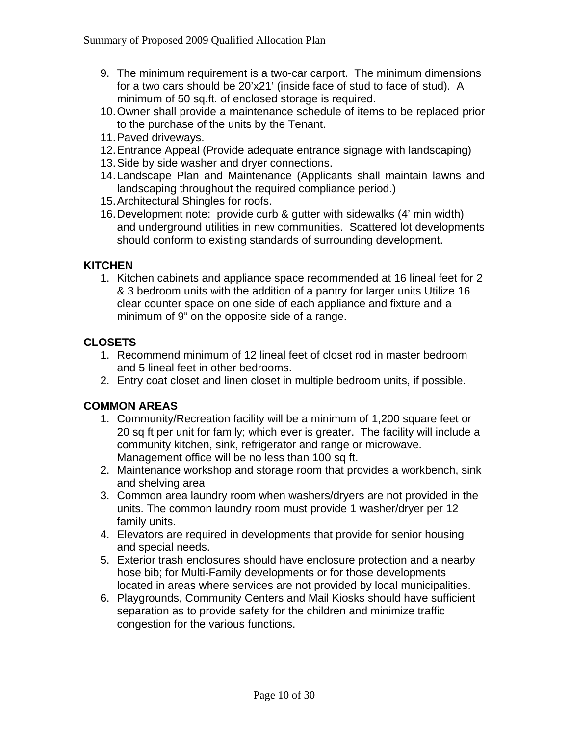9. The minimum requirement is a two-car carport. The minimum dimensions for a two cars should be 20'x21' (inside face of stud to face of stud). A minimum of 50 sq.ft. of enclosed storage is required.
10. Owner shall provide a maintenance schedule of items to be replaced prior to the purchase of the units by the Tenant.
11. Paved driveways.
12. Entrance Appeal (Provide adequate entrance signage with landscaping)
13. Side by side washer and dryer connections.
14. Landscape Plan and Maintenance (Applicants shall maintain lawns and landscaping throughout the required compliance period.)
15. Architectural Shingles for roofs.
16. Development note: provide curb & gutter with sidewalks (4' min width) and underground utilities in new communities. Scattered lot developments should conform to existing standards of surrounding development.

**KITCHEN**

1. Kitchen cabinets and appliance space recommended at 16 lineal feet for 2 & 3 bedroom units with the addition of a pantry for larger units Utilize 16 clear counter space on one side of each appliance and fixture and a minimum of 9" on the opposite side of a range.

**CLOSETS**

1. Recommend minimum of 12 lineal feet of closet rod in master bedroom and 5 lineal feet in other bedrooms.
2. Entry coat closet and linen closet in multiple bedroom units, if possible.

**COMMON AREAS**

1. Community/Recreation facility will be a minimum of 1,200 square feet or 20 sq ft per unit for family; which ever is greater. The facility will include a community kitchen, sink, refrigerator and range or microwave. Management office will be no less than 100 sq ft.
2. Maintenance workshop and storage room that provides a workbench, sink and shelving area
3. Common area laundry room when washers/dryers are not provided in the units. The common laundry room must provide 1 washer/dryer per 12 family units.
4. Elevators are required in developments that provide for senior housing and special needs.
5. Exterior trash enclosures should have enclosure protection and a nearby hose bib; for Multi-Family developments or for those developments located in areas where services are not provided by local municipalities.
6. Playgrounds, Community Centers and Mail Kiosks should have sufficient separation as to provide safety for the children and minimize traffic congestion for the various functions.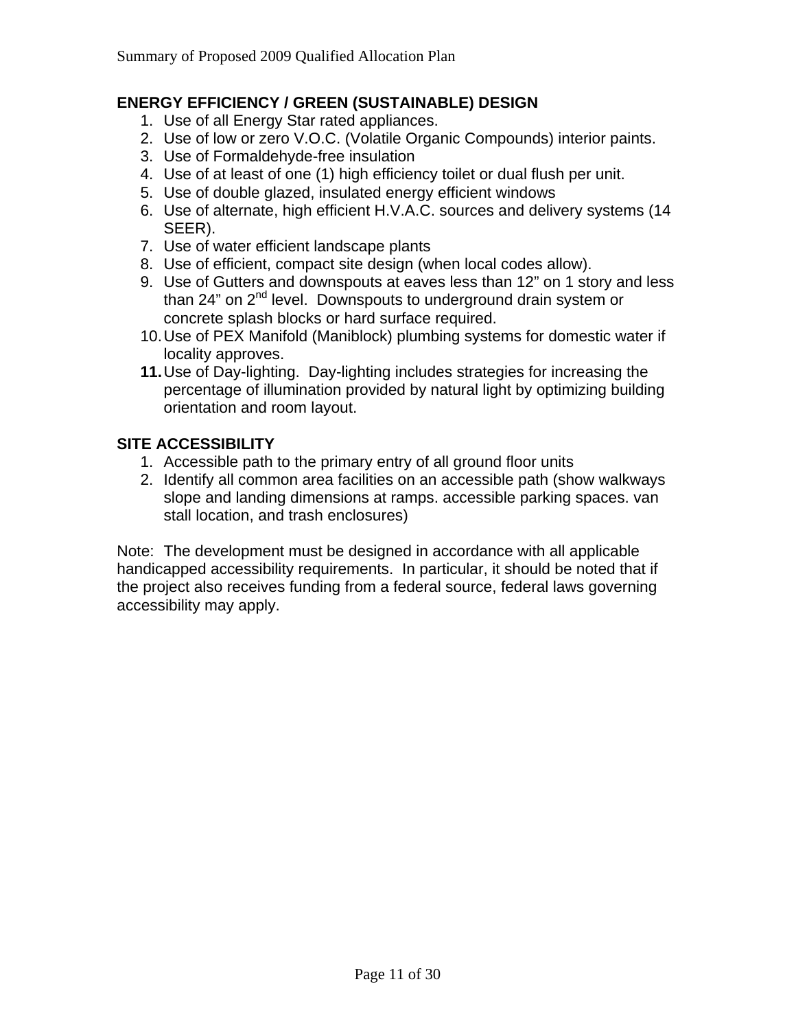**ENERGY EFFICIENCY / GREEN (SUSTAINABLE) DESIGN**

1. Use of all Energy Star rated appliances.
2. Use of low or zero V.O.C. (Volatile Organic Compounds) interior paints.
3. Use of Formaldehyde-free insulation
4. Use of at least of one (1) high efficiency toilet or dual flush per unit.
5. Use of double glazed, insulated energy efficient windows
6. Use of alternate, high efficient H.V.A.C. sources and delivery systems (14 SEER).
7. Use of water efficient landscape plants
8. Use of efficient, compact site design (when local codes allow).
9. Use of Gutters and downspouts at eaves less than 12" on 1 story and less than 24" on 2nd level. Downspouts to underground drain system or concrete splash blocks or hard surface required.
10. Use of PEX Manifold (Maniblock) plumbing systems for domestic water if locality approves.
11. Use of Day-lighting. Day-lighting includes strategies for increasing the percentage of illumination provided by natural light by optimizing building orientation and room layout.

**SITE ACCESSIBILITY**

1. Accessible path to the primary entry of all ground floor units
2. Identify all common area facilities on an accessible path (show walkways slope and landing dimensions at ramps. accessible parking spaces. van stall location, and trash enclosures)

Note: The development must be designed in accordance with all applicable handicapped accessibility requirements. In particular, it should be noted that if the project also receives funding from a federal source, federal laws governing accessibility may apply.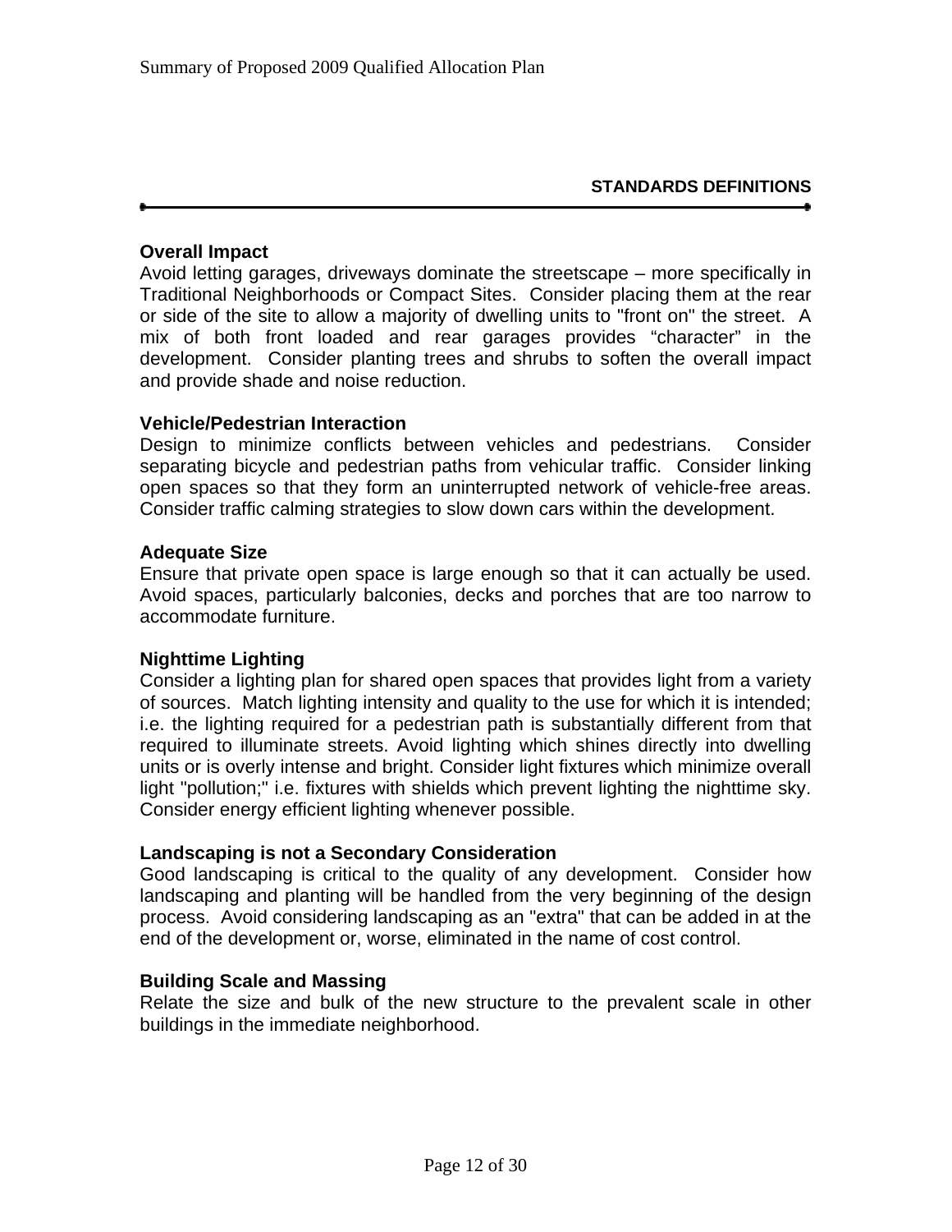## STANDARDS DEFINITIONS

**Overall Impact**

Avoid letting garages, driveways dominate the streetscape – more specifically in Traditional Neighborhoods or Compact Sites. Consider placing them at the rear or side of the site to allow a majority of dwelling units to "front on" the street. A mix of both front loaded and rear garages provides "character" in the development. Consider planting trees and shrubs to soften the overall impact and provide shade and noise reduction.

**Vehicle/Pedestrian Interaction**

Design to minimize conflicts between vehicles and pedestrians. Consider separating bicycle and pedestrian paths from vehicular traffic. Consider linking open spaces so that they form an uninterrupted network of vehicle-free areas. Consider traffic calming strategies to slow down cars within the development.

**Adequate Size**

Ensure that private open space is large enough so that it can actually be used. Avoid spaces, particularly balconies, decks and porches that are too narrow to accommodate furniture.

**Nighttime Lighting**

Consider a lighting plan for shared open spaces that provides light from a variety of sources. Match lighting intensity and quality to the use for which it is intended; i.e. the lighting required for a pedestrian path is substantially different from that required to illuminate streets. Avoid lighting which shines directly into dwelling units or is overly intense and bright. Consider light fixtures which minimize overall light "pollution;" i.e. fixtures with shields which prevent lighting the nighttime sky. Consider energy efficient lighting whenever possible.

**Landscaping is not a Secondary Consideration**

Good landscaping is critical to the quality of any development. Consider how landscaping and planting will be handled from the very beginning of the design process. Avoid considering landscaping as an "extra" that can be added in at the end of the development or, worse, eliminated in the name of cost control.

**Building Scale and Massing**

Relate the size and bulk of the new structure to the prevalent scale in other buildings in the immediate neighborhood.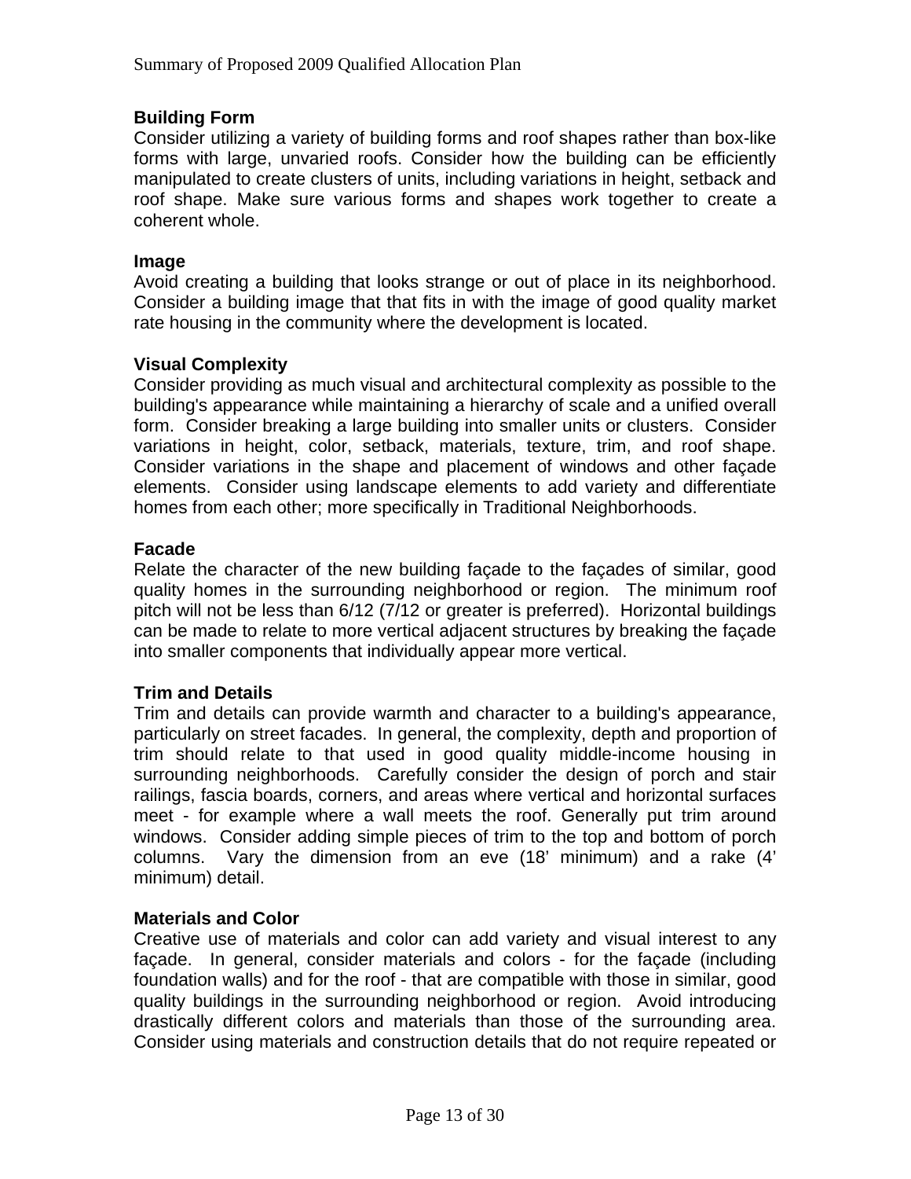**Building Form**

Consider utilizing a variety of building forms and roof shapes rather than box-like forms with large, unvaried roofs. Consider how the building can be efficiently manipulated to create clusters of units, including variations in height, setback and roof shape. Make sure various forms and shapes work together to create a coherent whole.

**Image**

Avoid creating a building that looks strange or out of place in its neighborhood. Consider a building image that that fits in with the image of good quality market rate housing in the community where the development is located.

**Visual Complexity**

Consider providing as much visual and architectural complexity as possible to the building's appearance while maintaining a hierarchy of scale and a unified overall form. Consider breaking a large building into smaller units or clusters. Consider variations in height, color, setback, materials, texture, trim, and roof shape. Consider variations in the shape and placement of windows and other façade elements. Consider using landscape elements to add variety and differentiate homes from each other; more specifically in Traditional Neighborhoods.

**Facade**

Relate the character of the new building façade to the façades of similar, good quality homes in the surrounding neighborhood or region. The minimum roof pitch will not be less than 6/12 (7/12 or greater is preferred). Horizontal buildings can be made to relate to more vertical adjacent structures by breaking the façade into smaller components that individually appear more vertical.

**Trim and Details**

Trim and details can provide warmth and character to a building's appearance, particularly on street facades. In general, the complexity, depth and proportion of trim should relate to that used in good quality middle-income housing in surrounding neighborhoods. Carefully consider the design of porch and stair railings, fascia boards, corners, and areas where vertical and horizontal surfaces meet - for example where a wall meets the roof. Generally put trim around windows. Consider adding simple pieces of trim to the top and bottom of porch columns. Vary the dimension from an eve (18' minimum) and a rake (4' minimum) detail.

**Materials and Color**

Creative use of materials and color can add variety and visual interest to any façade. In general, consider materials and colors - for the façade (including foundation walls) and for the roof - that are compatible with those in similar, good quality buildings in the surrounding neighborhood or region. Avoid introducing drastically different colors and materials than those of the surrounding area. Consider using materials and construction details that do not require repeated or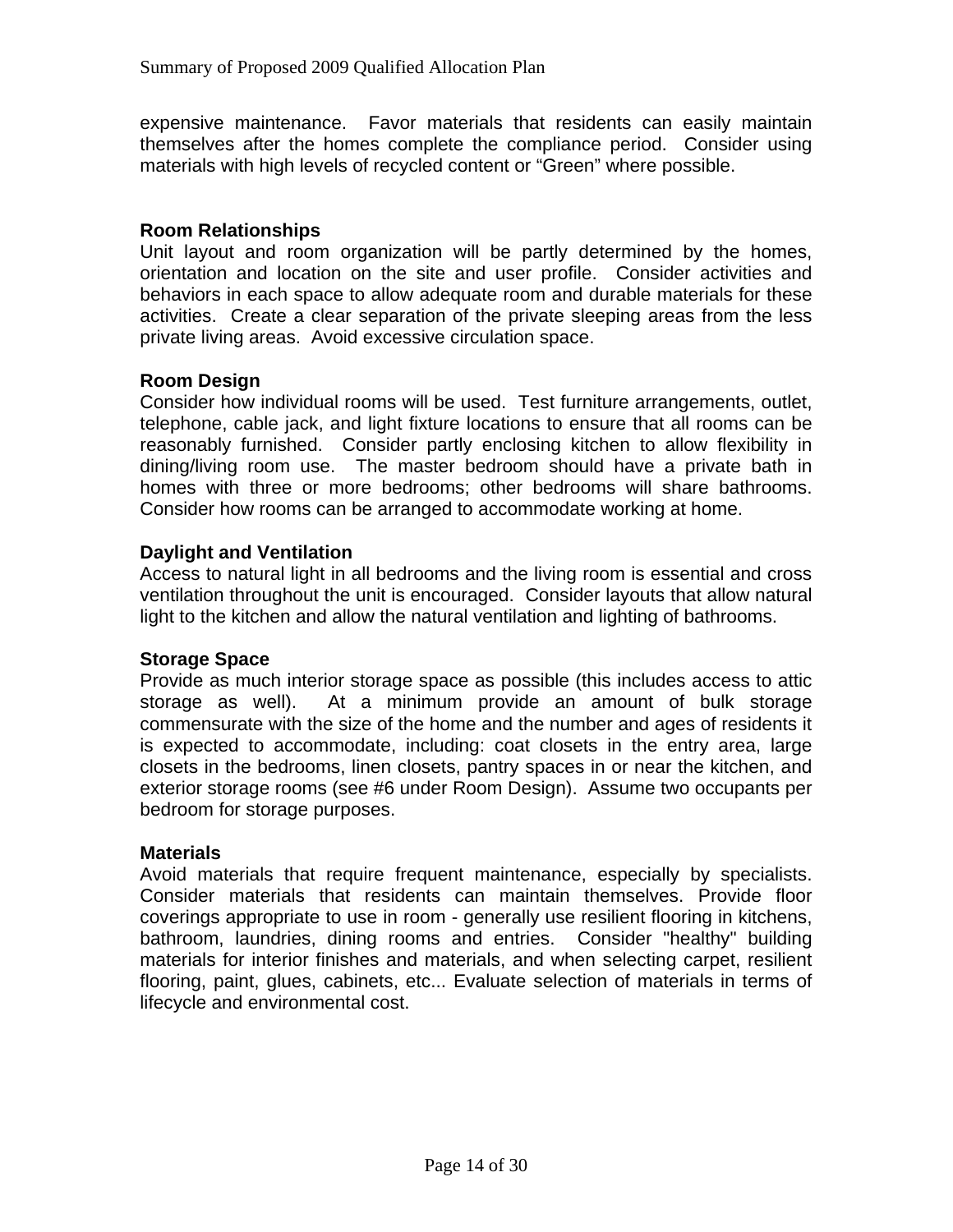expensive maintenance. Favor materials that residents can easily maintain themselves after the homes complete the compliance period. Consider using materials with high levels of recycled content or "Green" where possible.

**Room Relationships**
Unit layout and room organization will be partly determined by the homes, orientation and location on the site and user profile. Consider activities and behaviors in each space to allow adequate room and durable materials for these activities. Create a clear separation of the private sleeping areas from the less private living areas. Avoid excessive circulation space.

**Room Design**
Consider how individual rooms will be used. Test furniture arrangements, outlet, telephone, cable jack, and light fixture locations to ensure that all rooms can be reasonably furnished. Consider partly enclosing kitchen to allow flexibility in dining/living room use. The master bedroom should have a private bath in homes with three or more bedrooms; other bedrooms will share bathrooms. Consider how rooms can be arranged to accommodate working at home.

**Daylight and Ventilation**
Access to natural light in all bedrooms and the living room is essential and cross ventilation throughout the unit is encouraged. Consider layouts that allow natural light to the kitchen and allow the natural ventilation and lighting of bathrooms.

**Storage Space**
Provide as much interior storage space as possible (this includes access to attic storage as well). At a minimum provide an amount of bulk storage commensurate with the size of the home and the number and ages of residents it is expected to accommodate, including: coat closets in the entry area, large closets in the bedrooms, linen closets, pantry spaces in or near the kitchen, and exterior storage rooms (see #6 under Room Design). Assume two occupants per bedroom for storage purposes.

**Materials**
Avoid materials that require frequent maintenance, especially by specialists. Consider materials that residents can maintain themselves. Provide floor coverings appropriate to use in room - generally use resilient flooring in kitchens, bathroom, laundries, dining rooms and entries. Consider "healthy" building materials for interior finishes and materials, and when selecting carpet, resilient flooring, paint, glues, cabinets, etc... Evaluate selection of materials in terms of lifecycle and environmental cost.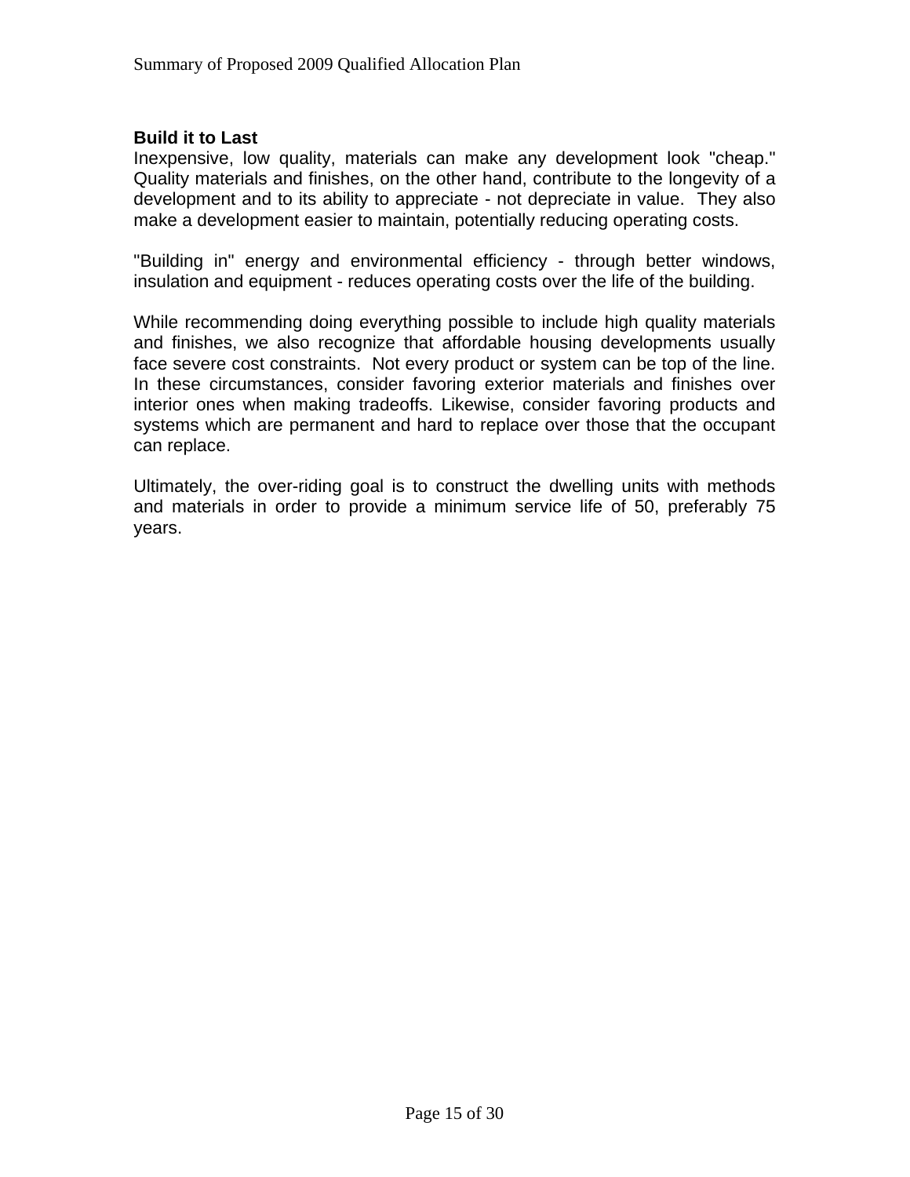**Build it to Last**

Inexpensive, low quality, materials can make any development look "cheap." Quality materials and finishes, on the other hand, contribute to the longevity of a development and to its ability to appreciate - not depreciate in value. They also make a development easier to maintain, potentially reducing operating costs.

"Building in" energy and environmental efficiency - through better windows, insulation and equipment - reduces operating costs over the life of the building.

While recommending doing everything possible to include high quality materials and finishes, we also recognize that affordable housing developments usually face severe cost constraints. Not every product or system can be top of the line. In these circumstances, consider favoring exterior materials and finishes over interior ones when making tradeoffs. Likewise, consider favoring products and systems which are permanent and hard to replace over those that the occupant can replace.

Ultimately, the over-riding goal is to construct the dwelling units with methods and materials in order to provide a minimum service life of 50, preferably 75 years.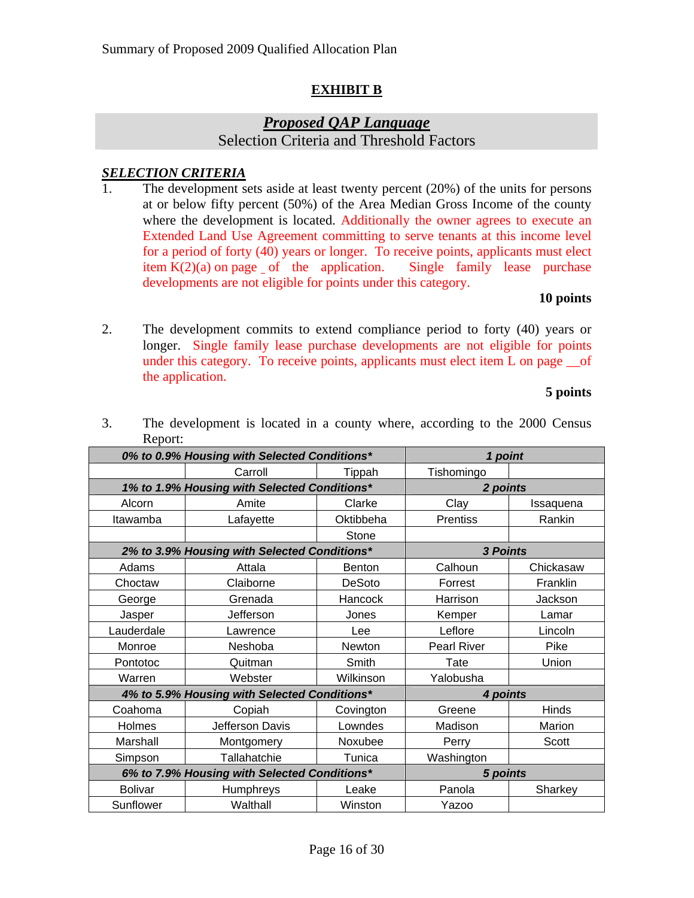Summary of Proposed 2009 Qualified Allocation Plan

## EXHIBIT B

### *Proposed QAP Language*
Selection Criteria and Threshold Factors

***SELECTION CRITERIA***

1. The development sets aside at least twenty percent (20%) of the units for persons at or below fifty percent (50%) of the Area Median Gross Income of the county where the development is located. Additionally the owner agrees to execute an Extended Land Use Agreement committing to serve tenants at this income level for a period of forty (40) years or longer. To receive points, applicants must elect item K(2)(a) on page _ of the application. Single family lease purchase developments are not eligible for points under this category.

**10 points**

2. The development commits to extend compliance period to forty (40) years or longer. Single family lease purchase developments are not eligible for points under this category. To receive points, applicants must elect item L on page __of the application.

**5 points**

3. The development is located in a county where, according to the 2000 Census Report:

| *0% to 0.9% Housing with Selected Conditions** | | | *1 point* | |
|---|---|---|---|---|
| | Carroll | Tippah | Tishomingo | |
| ***1% to 1.9% Housing with Selected Conditions**** | | | ***2 points*** | |
| Alcorn | Amite | Clarke | Clay | Issaquena |
| Itawamba | Lafayette | Oktibbeha | Prentiss | Rankin |
| | | Stone | | |
| ***2% to 3.9% Housing with Selected Conditions**** | | | ***3 Points*** | |
| Adams | Attala | Benton | Calhoun | Chickasaw |
| Choctaw | Claiborne | DeSoto | Forrest | Franklin |
| George | Grenada | Hancock | Harrison | Jackson |
| Jasper | Jefferson | Jones | Kemper | Lamar |
| Lauderdale | Lawrence | Lee | Leflore | Lincoln |
| Monroe | Neshoba | Newton | Pearl River | Pike |
| Pontotoc | Quitman | Smith | Tate | Union |
| Warren | Webster | Wilkinson | Yalobusha | |
| ***4% to 5.9% Housing with Selected Conditions**** | | | ***4 points*** | |
| Coahoma | Copiah | Covington | Greene | Hinds |
| Holmes | Jefferson Davis | Lowndes | Madison | Marion |
| Marshall | Montgomery | Noxubee | Perry | Scott |
| Simpson | Tallahatchie | Tunica | Washington | |
| ***6% to 7.9% Housing with Selected Conditions**** | | | ***5 points*** | |
| Bolivar | Humphreys | Leake | Panola | Sharkey |
| Sunflower | Walthall | Winston | Yazoo | |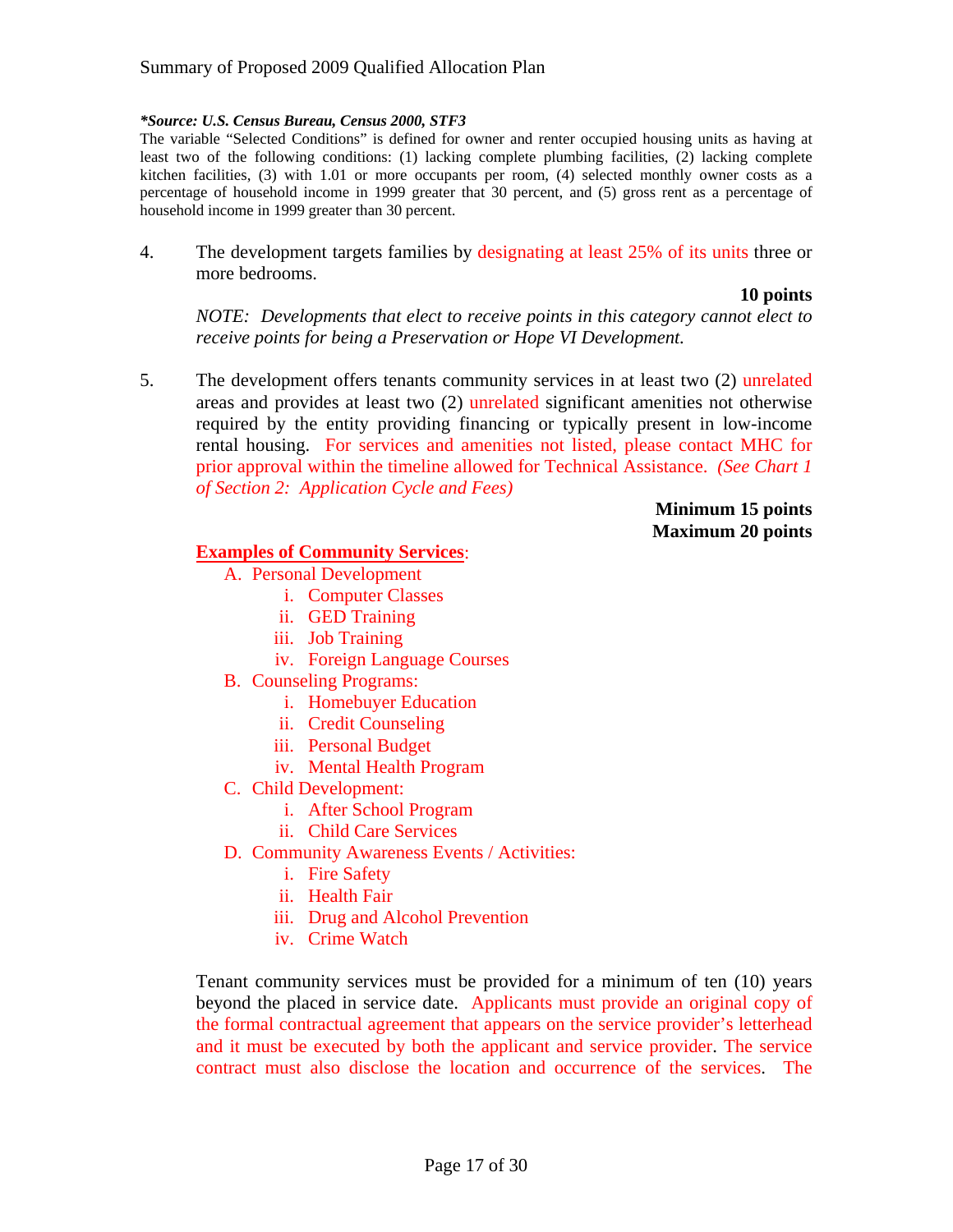***Source: U.S. Census Bureau, Census 2000, STF3**

The variable "Selected Conditions" is defined for owner and renter occupied housing units as having at least two of the following conditions: (1) lacking complete plumbing facilities, (2) lacking complete kitchen facilities, (3) with 1.01 or more occupants per room, (4) selected monthly owner costs as a percentage of household income in 1999 greater that 30 percent, and (5) gross rent as a percentage of household income in 1999 greater than 30 percent.

4. The development targets families by designating at least 25% of its units three or more bedrooms.

**10 points**

*NOTE: Developments that elect to receive points in this category cannot elect to receive points for being a Preservation or Hope VI Development.*

5. The development offers tenants community services in at least two (2) unrelated areas and provides at least two (2) unrelated significant amenities not otherwise required by the entity providing financing or typically present in low-income rental housing. For services and amenities not listed, please contact MHC for prior approval within the timeline allowed for Technical Assistance. *(See Chart 1 of Section 2: Application Cycle and Fees)*

**Minimum 15 points**
**Maximum 20 points**

**Examples of Community Services**:

A. Personal Development
   i. Computer Classes
   ii. GED Training
   iii. Job Training
   iv. Foreign Language Courses
B. Counseling Programs:
   i. Homebuyer Education
   ii. Credit Counseling
   iii. Personal Budget
   iv. Mental Health Program
C. Child Development:
   i. After School Program
   ii. Child Care Services
D. Community Awareness Events / Activities:
   i. Fire Safety
   ii. Health Fair
   iii. Drug and Alcohol Prevention
   iv. Crime Watch

Tenant community services must be provided for a minimum of ten (10) years beyond the placed in service date. Applicants must provide an original copy of the formal contractual agreement that appears on the service provider's letterhead and it must be executed by both the applicant and service provider. The service contract must also disclose the location and occurrence of the services. The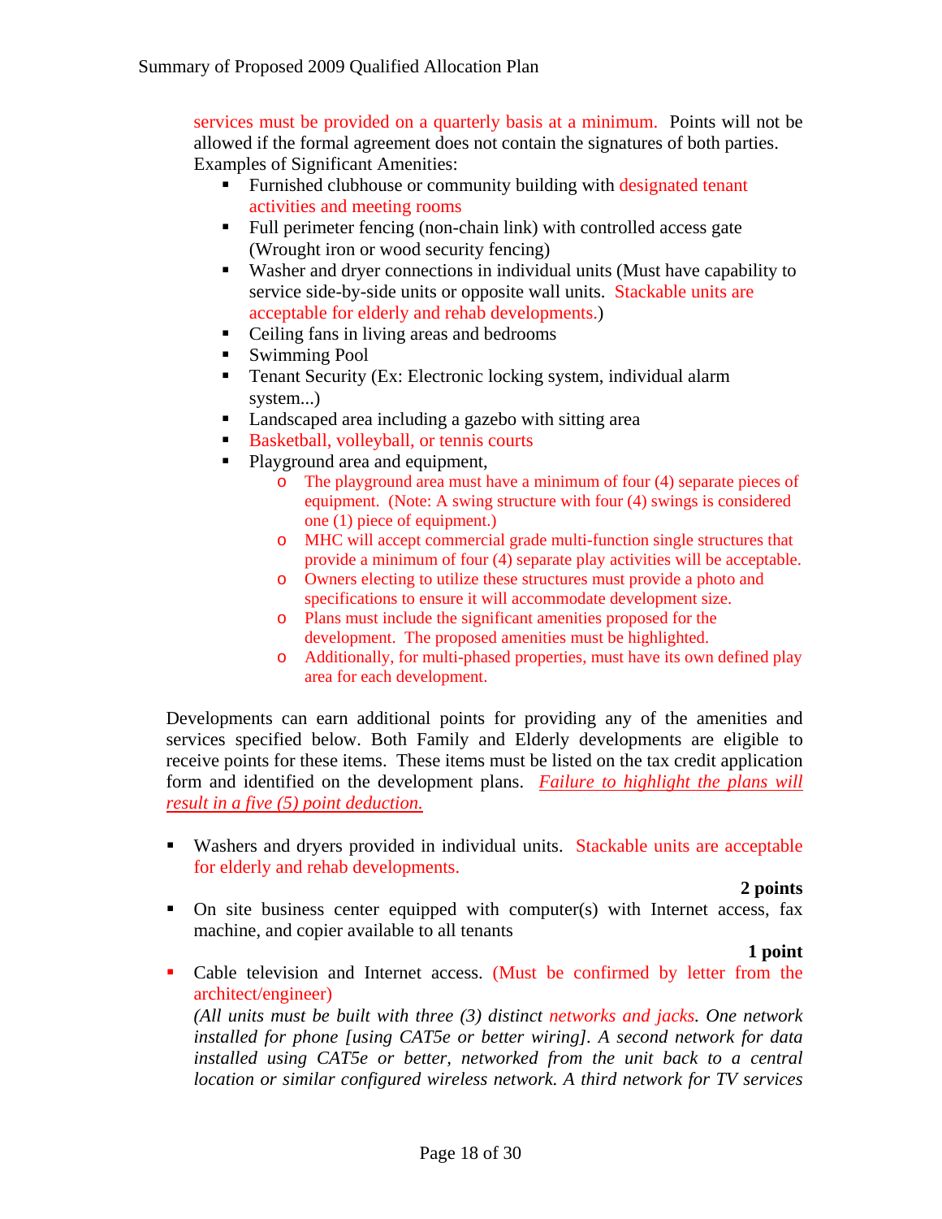services must be provided on a quarterly basis at a minimum. Points will not be allowed if the formal agreement does not contain the signatures of both parties. Examples of Significant Amenities:

- Furnished clubhouse or community building with designated tenant activities and meeting rooms
- Full perimeter fencing (non-chain link) with controlled access gate (Wrought iron or wood security fencing)
- Washer and dryer connections in individual units (Must have capability to service side-by-side units or opposite wall units. Stackable units are acceptable for elderly and rehab developments.)
- Ceiling fans in living areas and bedrooms
- Swimming Pool
- Tenant Security (Ex: Electronic locking system, individual alarm system...)
- Landscaped area including a gazebo with sitting area
- Basketball, volleyball, or tennis courts
- Playground area and equipment,
  - The playground area must have a minimum of four (4) separate pieces of equipment. (Note: A swing structure with four (4) swings is considered one (1) piece of equipment.)
  - MHC will accept commercial grade multi-function single structures that provide a minimum of four (4) separate play activities will be acceptable.
  - Owners electing to utilize these structures must provide a photo and specifications to ensure it will accommodate development size.
  - Plans must include the significant amenities proposed for the development. The proposed amenities must be highlighted.
  - Additionally, for multi-phased properties, must have its own defined play area for each development.

Developments can earn additional points for providing any of the amenities and services specified below. Both Family and Elderly developments are eligible to receive points for these items. These items must be listed on the tax credit application form and identified on the development plans. *Failure to highlight the plans will result in a five (5) point deduction.*

- Washers and dryers provided in individual units. Stackable units are acceptable for elderly and rehab developments.

  **2 points**

- On site business center equipped with computer(s) with Internet access, fax machine, and copier available to all tenants

  **1 point**

- Cable television and Internet access. (Must be confirmed by letter from the architect/engineer)
  *(All units must be built with three (3) distinct networks and jacks. One network installed for phone [using CAT5e or better wiring]. A second network for data installed using CAT5e or better, networked from the unit back to a central location or similar configured wireless network. A third network for TV services*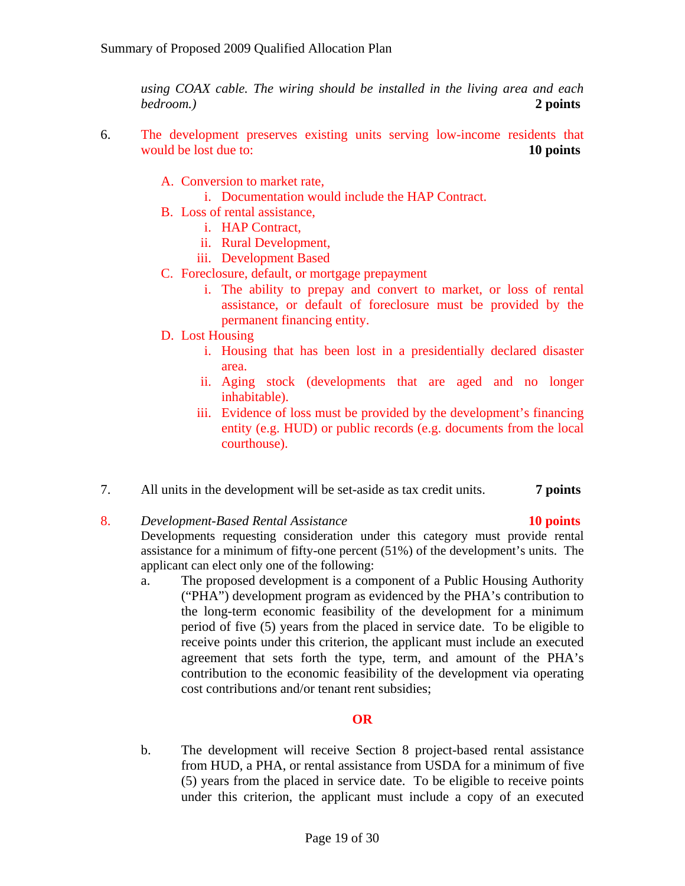*using COAX cable. The wiring should be installed in the living area and each bedroom.)* **2 points**

6. The development preserves existing units serving low-income residents that would be lost due to: **10 points**

   A. Conversion to market rate,
      i. Documentation would include the HAP Contract.
   B. Loss of rental assistance,
      i. HAP Contract,
      ii. Rural Development,
      iii. Development Based
   C. Foreclosure, default, or mortgage prepayment
      i. The ability to prepay and convert to market, or loss of rental assistance, or default of foreclosure must be provided by the permanent financing entity.
   D. Lost Housing
      i. Housing that has been lost in a presidentially declared disaster area.
      ii. Aging stock (developments that are aged and no longer inhabitable).
      iii. Evidence of loss must be provided by the development's financing entity (e.g. HUD) or public records (e.g. documents from the local courthouse).

7. All units in the development will be set-aside as tax credit units. **7 points**

8. *Development-Based Rental Assistance* **10 points**
   Developments requesting consideration under this category must provide rental assistance for a minimum of fifty-one percent (51%) of the development's units. The applicant can elect only one of the following:

   a. The proposed development is a component of a Public Housing Authority ("PHA") development program as evidenced by the PHA's contribution to the long-term economic feasibility of the development for a minimum period of five (5) years from the placed in service date. To be eligible to receive points under this criterion, the applicant must include an executed agreement that sets forth the type, term, and amount of the PHA's contribution to the economic feasibility of the development via operating cost contributions and/or tenant rent subsidies;

   **OR**

   b. The development will receive Section 8 project-based rental assistance from HUD, a PHA, or rental assistance from USDA for a minimum of five (5) years from the placed in service date. To be eligible to receive points under this criterion, the applicant must include a copy of an executed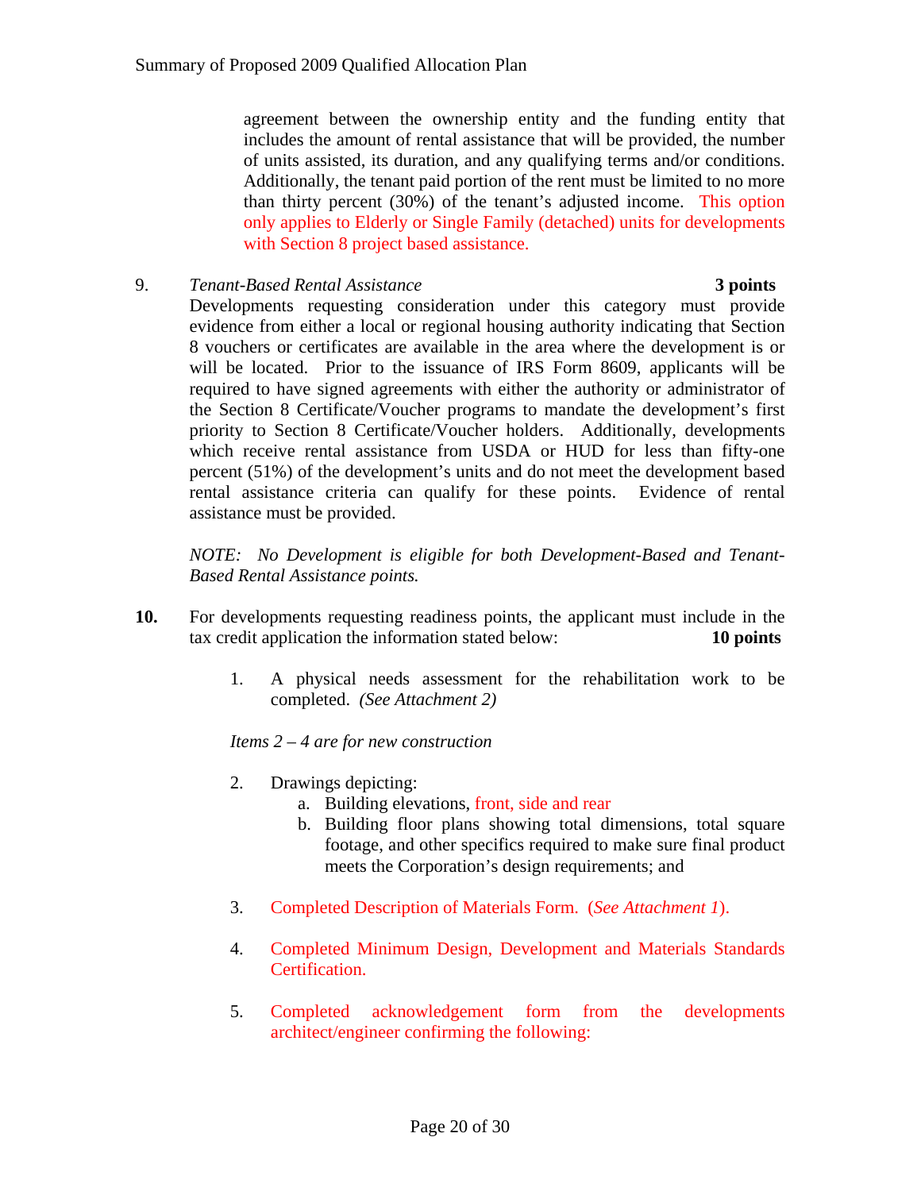agreement between the ownership entity and the funding entity that includes the amount of rental assistance that will be provided, the number of units assisted, its duration, and any qualifying terms and/or conditions. Additionally, the tenant paid portion of the rent must be limited to no more than thirty percent (30%) of the tenant's adjusted income. This option only applies to Elderly or Single Family (detached) units for developments with Section 8 project based assistance.

9. *Tenant-Based Rental Assistance* **3 points**

   Developments requesting consideration under this category must provide evidence from either a local or regional housing authority indicating that Section 8 vouchers or certificates are available in the area where the development is or will be located. Prior to the issuance of IRS Form 8609, applicants will be required to have signed agreements with either the authority or administrator of the Section 8 Certificate/Voucher programs to mandate the development's first priority to Section 8 Certificate/Voucher holders. Additionally, developments which receive rental assistance from USDA or HUD for less than fifty-one percent (51%) of the development's units and do not meet the development based rental assistance criteria can qualify for these points. Evidence of rental assistance must be provided.

   *NOTE: No Development is eligible for both Development-Based and Tenant-Based Rental Assistance points.*

**10.** For developments requesting readiness points, the applicant must include in the tax credit application the information stated below: **10 points**

   1. A physical needs assessment for the rehabilitation work to be completed. *(See Attachment 2)*

   *Items 2 – 4 are for new construction*

   2. Drawings depicting:
      a. Building elevations, front, side and rear
      b. Building floor plans showing total dimensions, total square footage, and other specifics required to make sure final product meets the Corporation's design requirements; and

   3. Completed Description of Materials Form. (*See Attachment 1*).

   4. Completed Minimum Design, Development and Materials Standards Certification.

   5. Completed acknowledgement form from the developments architect/engineer confirming the following: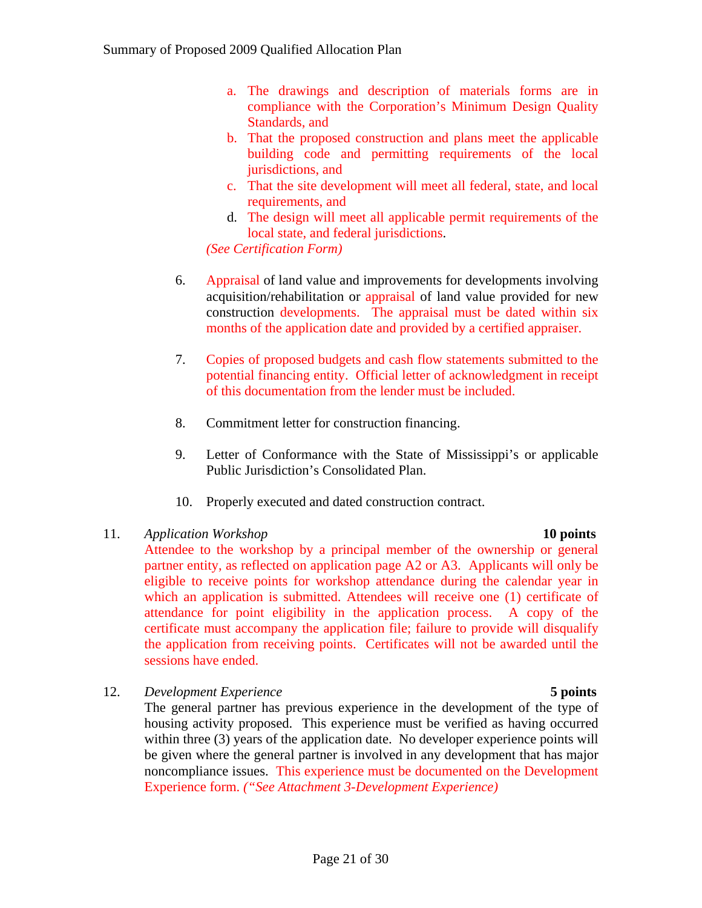a. The drawings and description of materials forms are in compliance with the Corporation's Minimum Design Quality Standards, and
   b. That the proposed construction and plans meet the applicable building code and permitting requirements of the local jurisdictions, and
   c. That the site development will meet all federal, state, and local requirements, and
   d. The design will meet all applicable permit requirements of the local state, and federal jurisdictions.

   *(See Certification Form)*

6. Appraisal of land value and improvements for developments involving acquisition/rehabilitation or appraisal of land value provided for new construction developments. The appraisal must be dated within six months of the application date and provided by a certified appraiser.

7. Copies of proposed budgets and cash flow statements submitted to the potential financing entity. Official letter of acknowledgment in receipt of this documentation from the lender must be included.

8. Commitment letter for construction financing.

9. Letter of Conformance with the State of Mississippi's or applicable Public Jurisdiction's Consolidated Plan.

10. Properly executed and dated construction contract.

11. *Application Workshop* **10 points**

    Attendee to the workshop by a principal member of the ownership or general partner entity, as reflected on application page A2 or A3. Applicants will only be eligible to receive points for workshop attendance during the calendar year in which an application is submitted. Attendees will receive one (1) certificate of attendance for point eligibility in the application process. A copy of the certificate must accompany the application file; failure to provide will disqualify the application from receiving points. Certificates will not be awarded until the sessions have ended.

12. *Development Experience* **5 points**

    The general partner has previous experience in the development of the type of housing activity proposed. This experience must be verified as having occurred within three (3) years of the application date. No developer experience points will be given where the general partner is involved in any development that has major noncompliance issues. This experience must be documented on the Development Experience form. *("See Attachment 3-Development Experience)*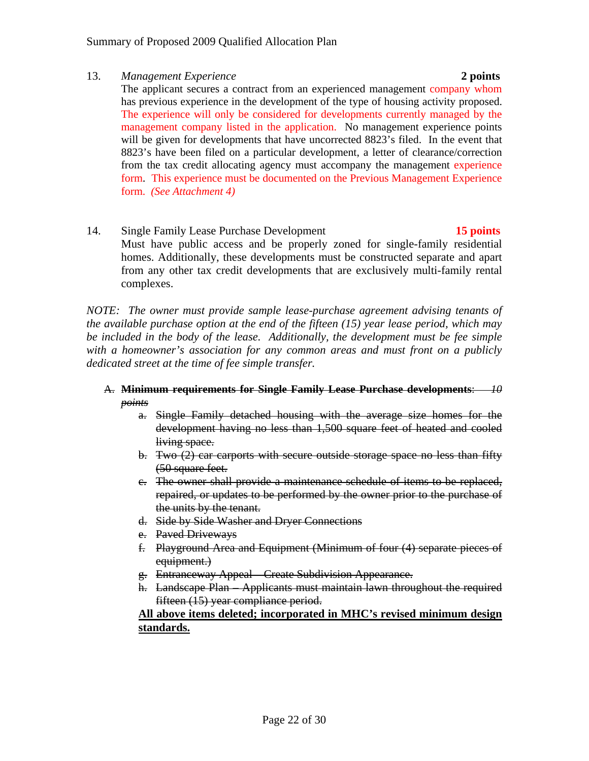13. *Management Experience* **2 points**

    The applicant secures a contract from an experienced management company whom has previous experience in the development of the type of housing activity proposed. The experience will only be considered for developments currently managed by the management company listed in the application. No management experience points will be given for developments that have uncorrected 8823's filed. In the event that 8823's have been filed on a particular development, a letter of clearance/correction from the tax credit allocating agency must accompany the management experience form. This experience must be documented on the Previous Management Experience form. *(See Attachment 4)*

14. Single Family Lease Purchase Development **15 points**

    Must have public access and be properly zoned for single-family residential homes. Additionally, these developments must be constructed separate and apart from any other tax credit developments that are exclusively multi-family rental complexes.

*NOTE: The owner must provide sample lease-purchase agreement advising tenants of the available purchase option at the end of the fifteen (15) year lease period, which may be included in the body of the lease. Additionally, the development must be fee simple with a homeowner's association for any common areas and must front on a publicly dedicated street at the time of fee simple transfer.*

A. ~~**Minimum requirements for Single Family Lease Purchase developments**: *10 points*~~
   - a. ~~Single Family detached housing with the average size homes for the development having no less than 1,500 square feet of heated and cooled living space.~~
   - b. ~~Two (2) car carports with secure outside storage space no less than fifty (50 square feet.~~
   - c. ~~The owner shall provide a maintenance schedule of items to be replaced, repaired, or updates to be performed by the owner prior to the purchase of the units by the tenant.~~
   - d. ~~Side by Side Washer and Dryer Connections~~
   - e. ~~Paved Driveways~~
   - f. ~~Playground Area and Equipment (Minimum of four (4) separate pieces of equipment.)~~
   - g. ~~Entranceway Appeal – Create Subdivision Appearance.~~
   - h. ~~Landscape Plan – Applicants must maintain lawn throughout the required fifteen (15) year compliance period.~~

   **<u>All above items deleted; incorporated in MHC's revised minimum design standards.</u>**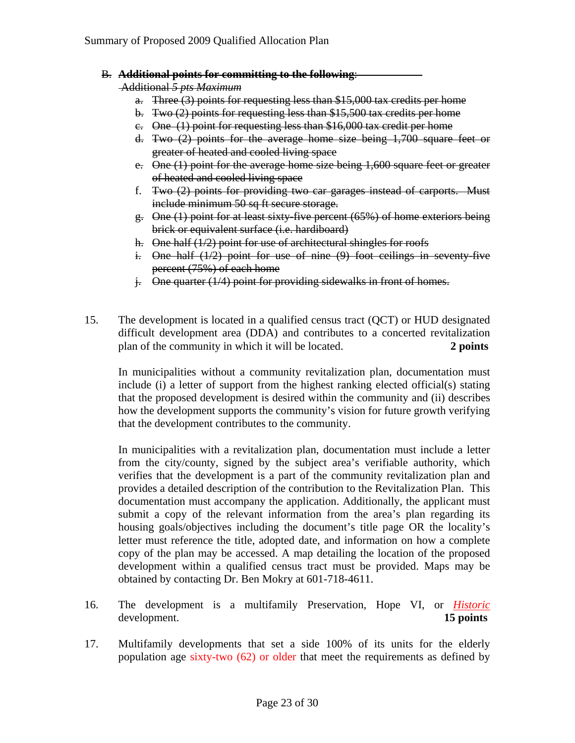B. ~~**Additional points for committing to the following**:~~

~~Additional~~ *5 pts Maximum*

a. ~~Three (3) points for requesting less than $15,000 tax credits per home~~
b. ~~Two (2) points for requesting less than $15,500 tax credits per home~~
c. ~~One (1) point for requesting less than $16,000 tax credit per home~~
d. ~~Two (2) points for the average home size being 1,700 square feet or greater of heated and cooled living space~~
e. ~~One (1) point for the average home size being 1,600 square feet or greater of heated and cooled living space~~
f. ~~Two (2) points for providing two car garages instead of carports. Must include minimum 50 sq ft secure storage.~~
g. ~~One (1) point for at least sixty-five percent (65%) of home exteriors being brick or equivalent surface (i.e. hardiboard)~~
h. ~~One half (1/2) point for use of architectural shingles for roofs~~
i. ~~One half (1/2) point for use of nine (9) foot ceilings in seventy-five percent (75%) of each home~~
j. ~~One quarter (1/4) point for providing sidewalks in front of homes.~~

15. The development is located in a qualified census tract (QCT) or HUD designated difficult development area (DDA) and contributes to a concerted revitalization plan of the community in which it will be located. **2 points**

    In municipalities without a community revitalization plan, documentation must include (i) a letter of support from the highest ranking elected official(s) stating that the proposed development is desired within the community and (ii) describes how the development supports the community's vision for future growth verifying that the development contributes to the community.

    In municipalities with a revitalization plan, documentation must include a letter from the city/county, signed by the subject area's verifiable authority, which verifies that the development is a part of the community revitalization plan and provides a detailed description of the contribution to the Revitalization Plan. This documentation must accompany the application. Additionally, the applicant must submit a copy of the relevant information from the area's plan regarding its housing goals/objectives including the document's title page OR the locality's letter must reference the title, adopted date, and information on how a complete copy of the plan may be accessed. A map detailing the location of the proposed development within a qualified census tract must be provided. Maps may be obtained by contacting Dr. Ben Mokry at 601-718-4611.

16. The development is a multifamily Preservation, Hope VI, or *Historic* development. **15 points**

17. Multifamily developments that set a side 100% of its units for the elderly population age sixty-two (62) or older that meet the requirements as defined by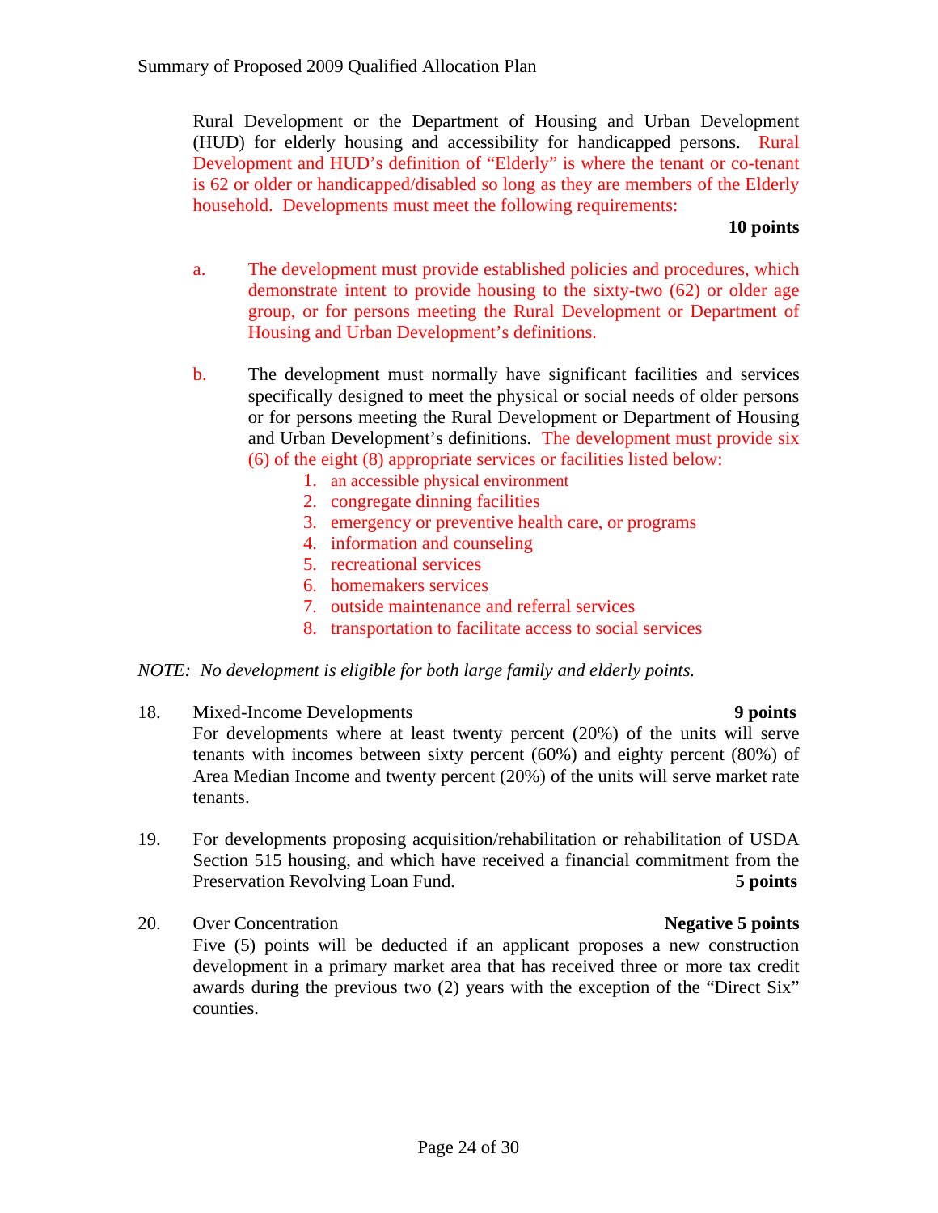Rural Development or the Department of Housing and Urban Development (HUD) for elderly housing and accessibility for handicapped persons. Rural Development and HUD's definition of "Elderly" is where the tenant or co-tenant is 62 or older or handicapped/disabled so long as they are members of the Elderly household. Developments must meet the following requirements:

**10 points**

a. The development must provide established policies and procedures, which demonstrate intent to provide housing to the sixty-two (62) or older age group, or for persons meeting the Rural Development or Department of Housing and Urban Development's definitions.

b. The development must normally have significant facilities and services specifically designed to meet the physical or social needs of older persons or for persons meeting the Rural Development or Department of Housing and Urban Development's definitions. The development must provide six (6) of the eight (8) appropriate services or facilities listed below:
   1. an accessible physical environment
   2. congregate dinning facilities
   3. emergency or preventive health care, or programs
   4. information and counseling
   5. recreational services
   6. homemakers services
   7. outside maintenance and referral services
   8. transportation to facilitate access to social services

*NOTE: No development is eligible for both large family and elderly points.*

18. Mixed-Income Developments **9 points**
For developments where at least twenty percent (20%) of the units will serve tenants with incomes between sixty percent (60%) and eighty percent (80%) of Area Median Income and twenty percent (20%) of the units will serve market rate tenants.

19. For developments proposing acquisition/rehabilitation or rehabilitation of USDA Section 515 housing, and which have received a financial commitment from the Preservation Revolving Loan Fund. **5 points**

20. Over Concentration **Negative 5 points**
Five (5) points will be deducted if an applicant proposes a new construction development in a primary market area that has received three or more tax credit awards during the previous two (2) years with the exception of the "Direct Six" counties.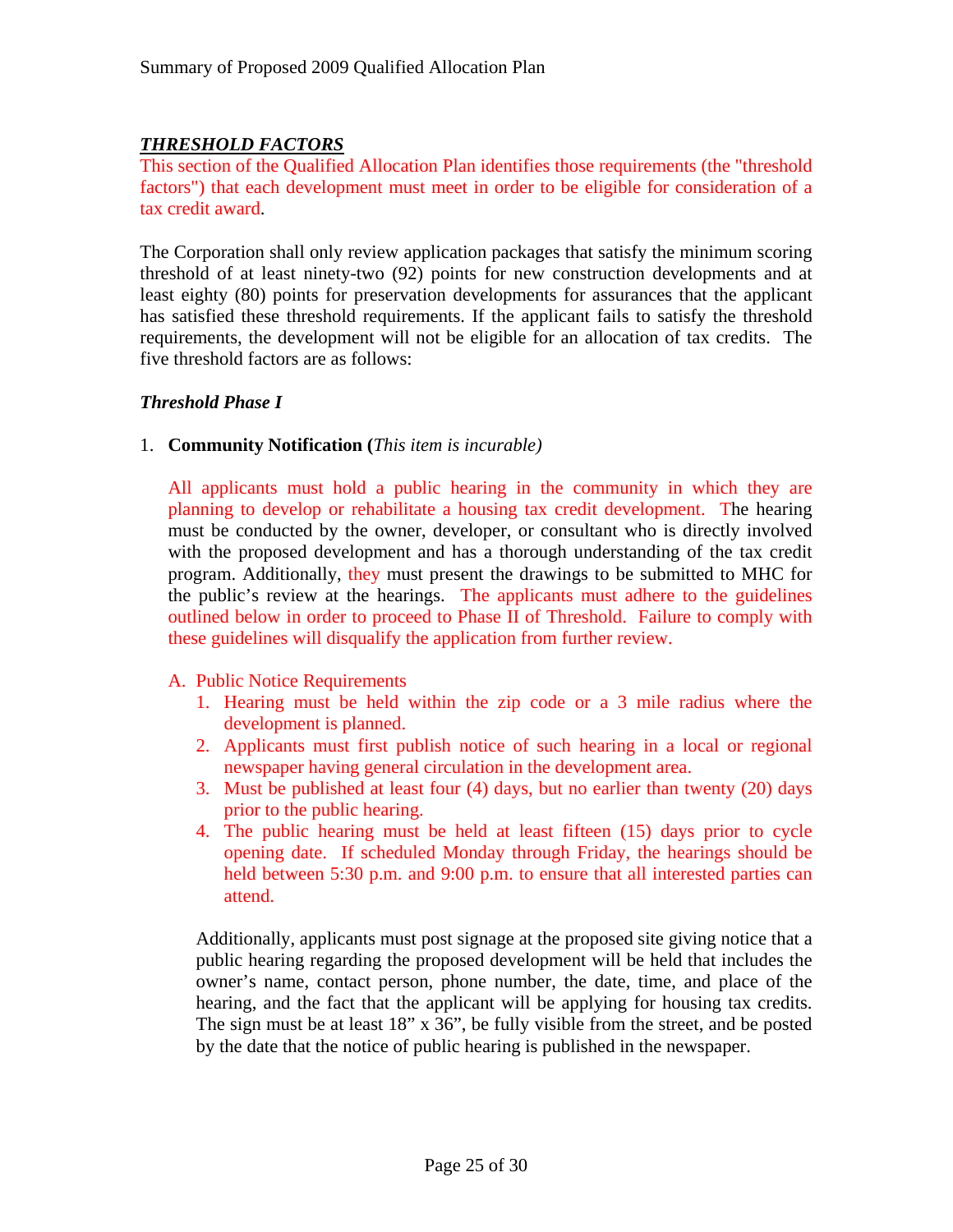## ***THRESHOLD FACTORS***

This section of the Qualified Allocation Plan identifies those requirements (the "threshold factors") that each development must meet in order to be eligible for consideration of a tax credit award.

The Corporation shall only review application packages that satisfy the minimum scoring threshold of at least ninety-two (92) points for new construction developments and at least eighty (80) points for preservation developments for assurances that the applicant has satisfied these threshold requirements. If the applicant fails to satisfy the threshold requirements, the development will not be eligible for an allocation of tax credits. The five threshold factors are as follows:

### *Threshold Phase I*

1. **Community Notification (***This item is incurable)*

   All applicants must hold a public hearing in the community in which they are planning to develop or rehabilitate a housing tax credit development. The hearing must be conducted by the owner, developer, or consultant who is directly involved with the proposed development and has a thorough understanding of the tax credit program. Additionally, they must present the drawings to be submitted to MHC for the public's review at the hearings. The applicants must adhere to the guidelines outlined below in order to proceed to Phase II of Threshold. Failure to comply with these guidelines will disqualify the application from further review.

   A. Public Notice Requirements
      1. Hearing must be held within the zip code or a 3 mile radius where the development is planned.
      2. Applicants must first publish notice of such hearing in a local or regional newspaper having general circulation in the development area.
      3. Must be published at least four (4) days, but no earlier than twenty (20) days prior to the public hearing.
      4. The public hearing must be held at least fifteen (15) days prior to cycle opening date. If scheduled Monday through Friday, the hearings should be held between 5:30 p.m. and 9:00 p.m. to ensure that all interested parties can attend.

      Additionally, applicants must post signage at the proposed site giving notice that a public hearing regarding the proposed development will be held that includes the owner's name, contact person, phone number, the date, time, and place of the hearing, and the fact that the applicant will be applying for housing tax credits. The sign must be at least 18" x 36", be fully visible from the street, and be posted by the date that the notice of public hearing is published in the newspaper.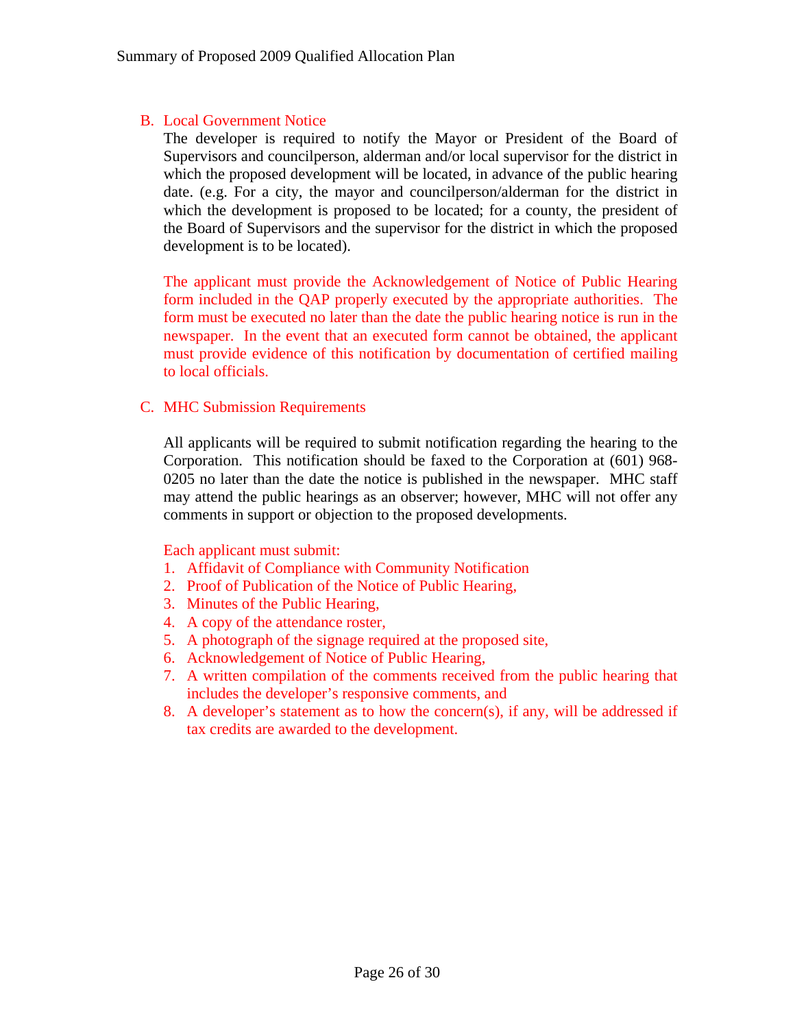### B. Local Government Notice

The developer is required to notify the Mayor or President of the Board of Supervisors and councilperson, alderman and/or local supervisor for the district in which the proposed development will be located, in advance of the public hearing date. (e.g. For a city, the mayor and councilperson/alderman for the district in which the development is proposed to be located; for a county, the president of the Board of Supervisors and the supervisor for the district in which the proposed development is to be located).

The applicant must provide the Acknowledgement of Notice of Public Hearing form included in the QAP properly executed by the appropriate authorities. The form must be executed no later than the date the public hearing notice is run in the newspaper. In the event that an executed form cannot be obtained, the applicant must provide evidence of this notification by documentation of certified mailing to local officials.

### C. MHC Submission Requirements

All applicants will be required to submit notification regarding the hearing to the Corporation. This notification should be faxed to the Corporation at (601) 968-0205 no later than the date the notice is published in the newspaper. MHC staff may attend the public hearings as an observer; however, MHC will not offer any comments in support or objection to the proposed developments.

Each applicant must submit:

1. Affidavit of Compliance with Community Notification
2. Proof of Publication of the Notice of Public Hearing,
3. Minutes of the Public Hearing,
4. A copy of the attendance roster,
5. A photograph of the signage required at the proposed site,
6. Acknowledgement of Notice of Public Hearing,
7. A written compilation of the comments received from the public hearing that includes the developer's responsive comments, and
8. A developer's statement as to how the concern(s), if any, will be addressed if tax credits are awarded to the development.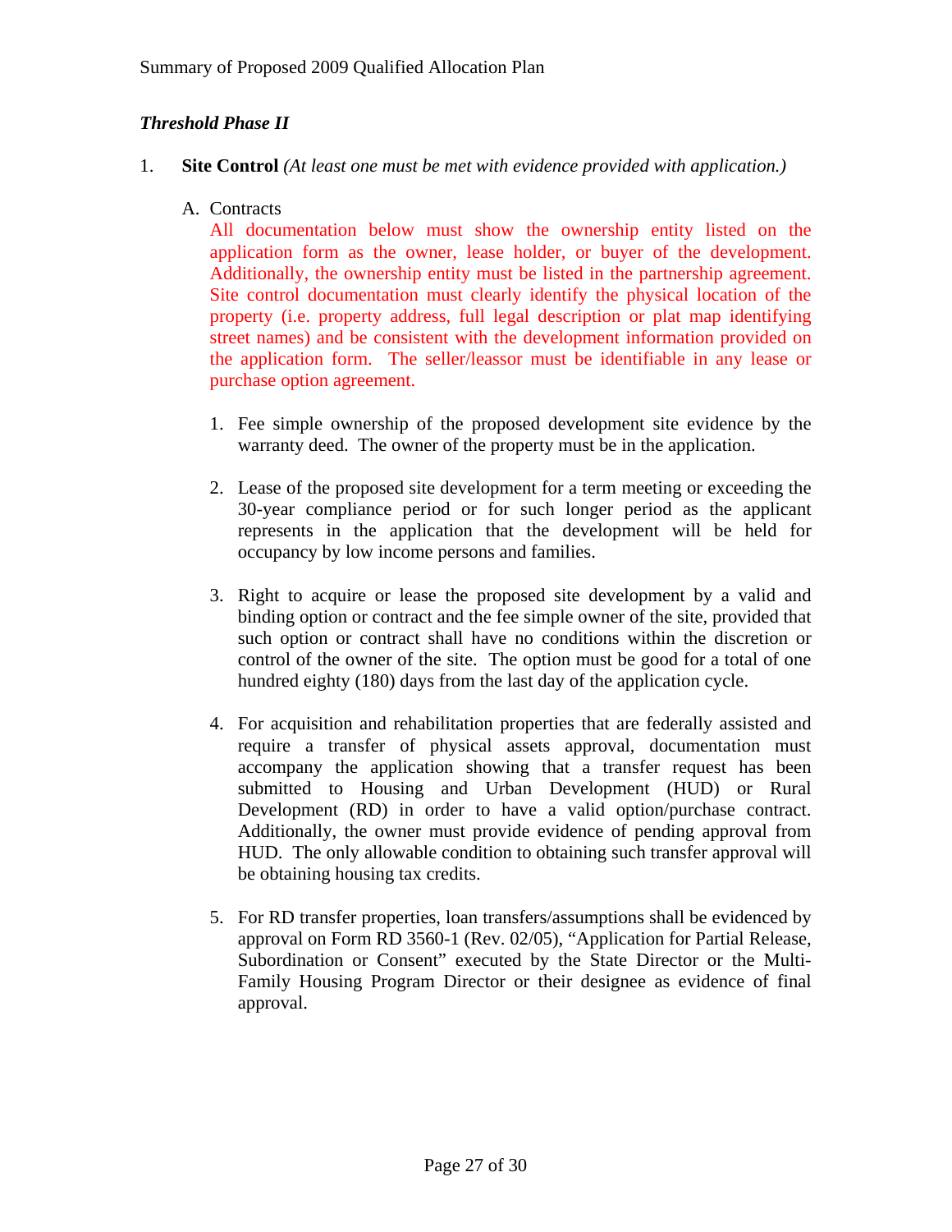### *Threshold Phase II*

1. **Site Control** *(At least one must be met with evidence provided with application.)*

   A. Contracts

   All documentation below must show the ownership entity listed on the application form as the owner, lease holder, or buyer of the development. Additionally, the ownership entity must be listed in the partnership agreement. Site control documentation must clearly identify the physical location of the property (i.e. property address, full legal description or plat map identifying street names) and be consistent with the development information provided on the application form. The seller/leassor must be identifiable in any lease or purchase option agreement.

   1. Fee simple ownership of the proposed development site evidence by the warranty deed. The owner of the property must be in the application.

   2. Lease of the proposed site development for a term meeting or exceeding the 30-year compliance period or for such longer period as the applicant represents in the application that the development will be held for occupancy by low income persons and families.

   3. Right to acquire or lease the proposed site development by a valid and binding option or contract and the fee simple owner of the site, provided that such option or contract shall have no conditions within the discretion or control of the owner of the site. The option must be good for a total of one hundred eighty (180) days from the last day of the application cycle.

   4. For acquisition and rehabilitation properties that are federally assisted and require a transfer of physical assets approval, documentation must accompany the application showing that a transfer request has been submitted to Housing and Urban Development (HUD) or Rural Development (RD) in order to have a valid option/purchase contract. Additionally, the owner must provide evidence of pending approval from HUD. The only allowable condition to obtaining such transfer approval will be obtaining housing tax credits.

   5. For RD transfer properties, loan transfers/assumptions shall be evidenced by approval on Form RD 3560-1 (Rev. 02/05), "Application for Partial Release, Subordination or Consent" executed by the State Director or the Multi-Family Housing Program Director or their designee as evidence of final approval.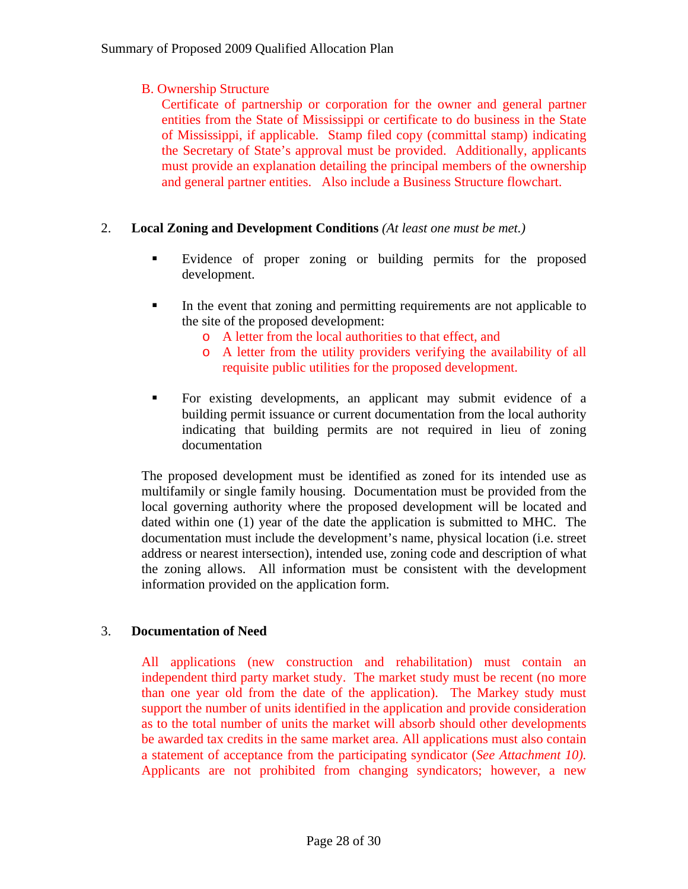B. Ownership Structure

Certificate of partnership or corporation for the owner and general partner entities from the State of Mississippi or certificate to do business in the State of Mississippi, if applicable. Stamp filed copy (committal stamp) indicating the Secretary of State's approval must be provided. Additionally, applicants must provide an explanation detailing the principal members of the ownership and general partner entities. Also include a Business Structure flowchart.

2. **Local Zoning and Development Conditions** *(At least one must be met.)*

- Evidence of proper zoning or building permits for the proposed development.

- In the event that zoning and permitting requirements are not applicable to the site of the proposed development:
  - A letter from the local authorities to that effect, and
  - A letter from the utility providers verifying the availability of all requisite public utilities for the proposed development.

- For existing developments, an applicant may submit evidence of a building permit issuance or current documentation from the local authority indicating that building permits are not required in lieu of zoning documentation

The proposed development must be identified as zoned for its intended use as multifamily or single family housing. Documentation must be provided from the local governing authority where the proposed development will be located and dated within one (1) year of the date the application is submitted to MHC. The documentation must include the development's name, physical location (i.e. street address or nearest intersection), intended use, zoning code and description of what the zoning allows. All information must be consistent with the development information provided on the application form.

3. **Documentation of Need**

All applications (new construction and rehabilitation) must contain an independent third party market study. The market study must be recent (no more than one year old from the date of the application). The Markey study must support the number of units identified in the application and provide consideration as to the total number of units the market will absorb should other developments be awarded tax credits in the same market area. All applications must also contain a statement of acceptance from the participating syndicator (*See Attachment 10).* Applicants are not prohibited from changing syndicators; however, a new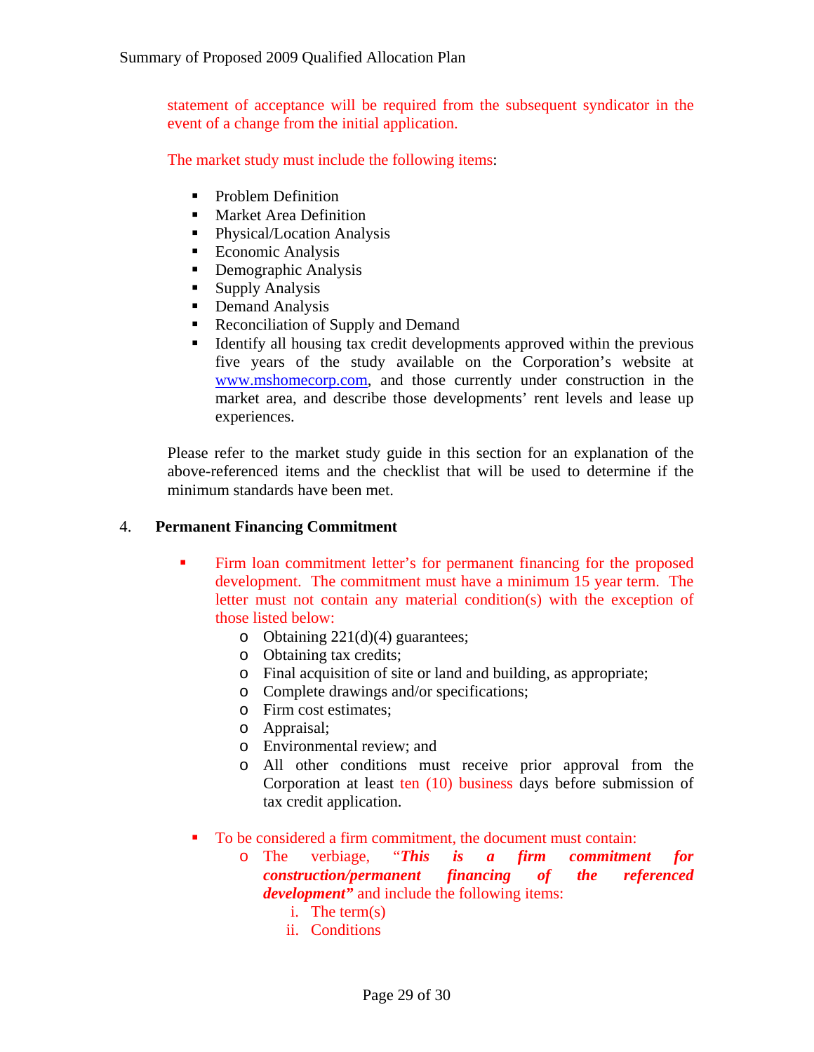statement of acceptance will be required from the subsequent syndicator in the event of a change from the initial application.

The market study must include the following items:

- Problem Definition
- Market Area Definition
- Physical/Location Analysis
- Economic Analysis
- Demographic Analysis
- Supply Analysis
- Demand Analysis
- Reconciliation of Supply and Demand
- Identify all housing tax credit developments approved within the previous five years of the study available on the Corporation's website at [www.mshomecorp.com](http://www.mshomecorp.com), and those currently under construction in the market area, and describe those developments' rent levels and lease up experiences.

Please refer to the market study guide in this section for an explanation of the above-referenced items and the checklist that will be used to determine if the minimum standards have been met.

4. **Permanent Financing Commitment**

- Firm loan commitment letter's for permanent financing for the proposed development. The commitment must have a minimum 15 year term. The letter must not contain any material condition(s) with the exception of those listed below:
  - Obtaining 221(d)(4) guarantees;
  - Obtaining tax credits;
  - Final acquisition of site or land and building, as appropriate;
  - Complete drawings and/or specifications;
  - Firm cost estimates;
  - Appraisal;
  - Environmental review; and
  - All other conditions must receive prior approval from the Corporation at least ten (10) business days before submission of tax credit application.

- To be considered a firm commitment, the document must contain:
  - The verbiage, "***This is a firm commitment for construction/permanent financing of the referenced development***" and include the following items:
    1. The term(s)
    2. Conditions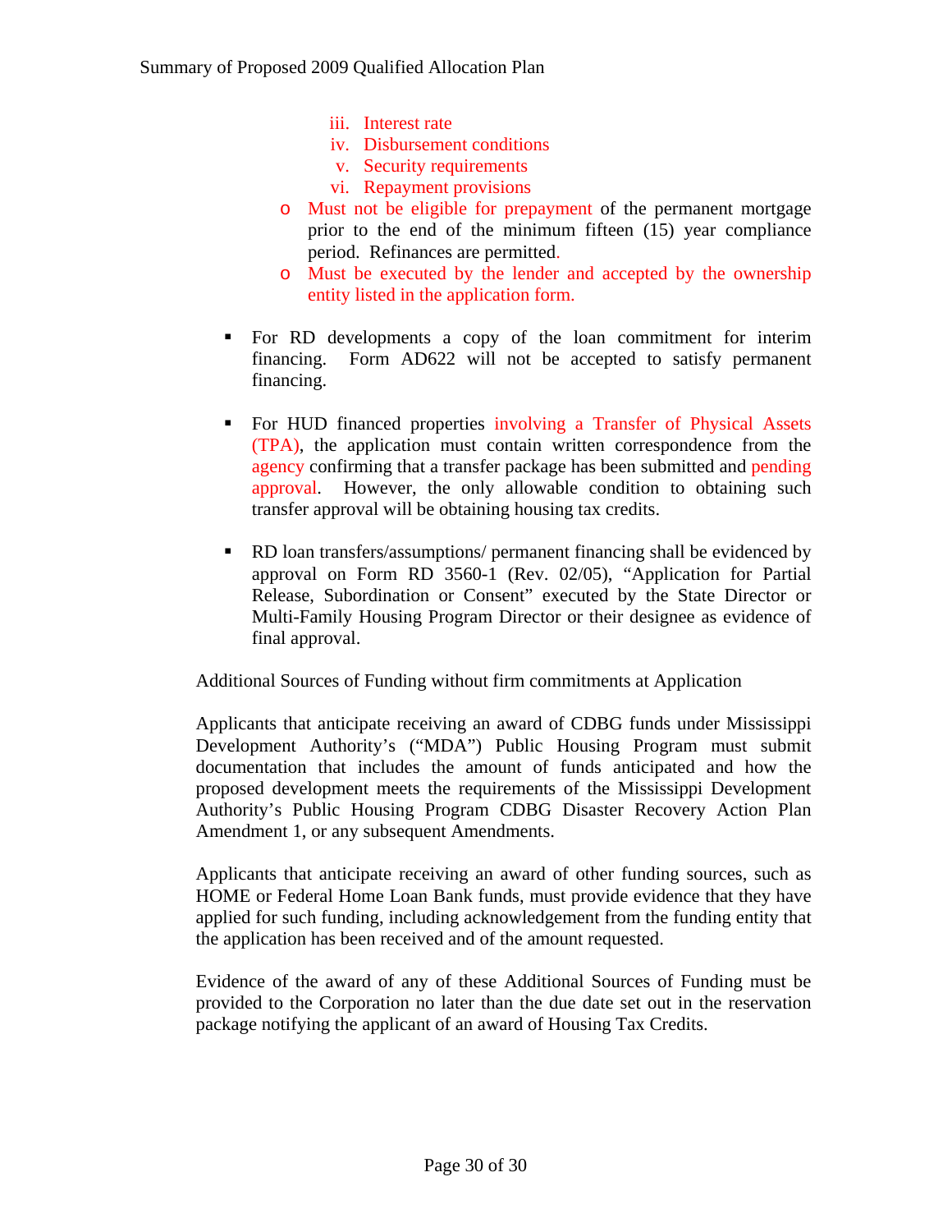iii. Interest rate
    iv. Disbursement conditions
    v. Security requirements
    vi. Repayment provisions
  - Must not be eligible for prepayment of the permanent mortgage prior to the end of the minimum fifteen (15) year compliance period. Refinances are permitted.
  - Must be executed by the lender and accepted by the ownership entity listed in the application form.

- For RD developments a copy of the loan commitment for interim financing. Form AD622 will not be accepted to satisfy permanent financing.

- For HUD financed properties involving a Transfer of Physical Assets (TPA), the application must contain written correspondence from the agency confirming that a transfer package has been submitted and pending approval. However, the only allowable condition to obtaining such transfer approval will be obtaining housing tax credits.

- RD loan transfers/assumptions/ permanent financing shall be evidenced by approval on Form RD 3560-1 (Rev. 02/05), "Application for Partial Release, Subordination or Consent" executed by the State Director or Multi-Family Housing Program Director or their designee as evidence of final approval.

Additional Sources of Funding without firm commitments at Application

Applicants that anticipate receiving an award of CDBG funds under Mississippi Development Authority's ("MDA") Public Housing Program must submit documentation that includes the amount of funds anticipated and how the proposed development meets the requirements of the Mississippi Development Authority's Public Housing Program CDBG Disaster Recovery Action Plan Amendment 1, or any subsequent Amendments.

Applicants that anticipate receiving an award of other funding sources, such as HOME or Federal Home Loan Bank funds, must provide evidence that they have applied for such funding, including acknowledgement from the funding entity that the application has been received and of the amount requested.

Evidence of the award of any of these Additional Sources of Funding must be provided to the Corporation no later than the due date set out in the reservation package notifying the applicant of an award of Housing Tax Credits.